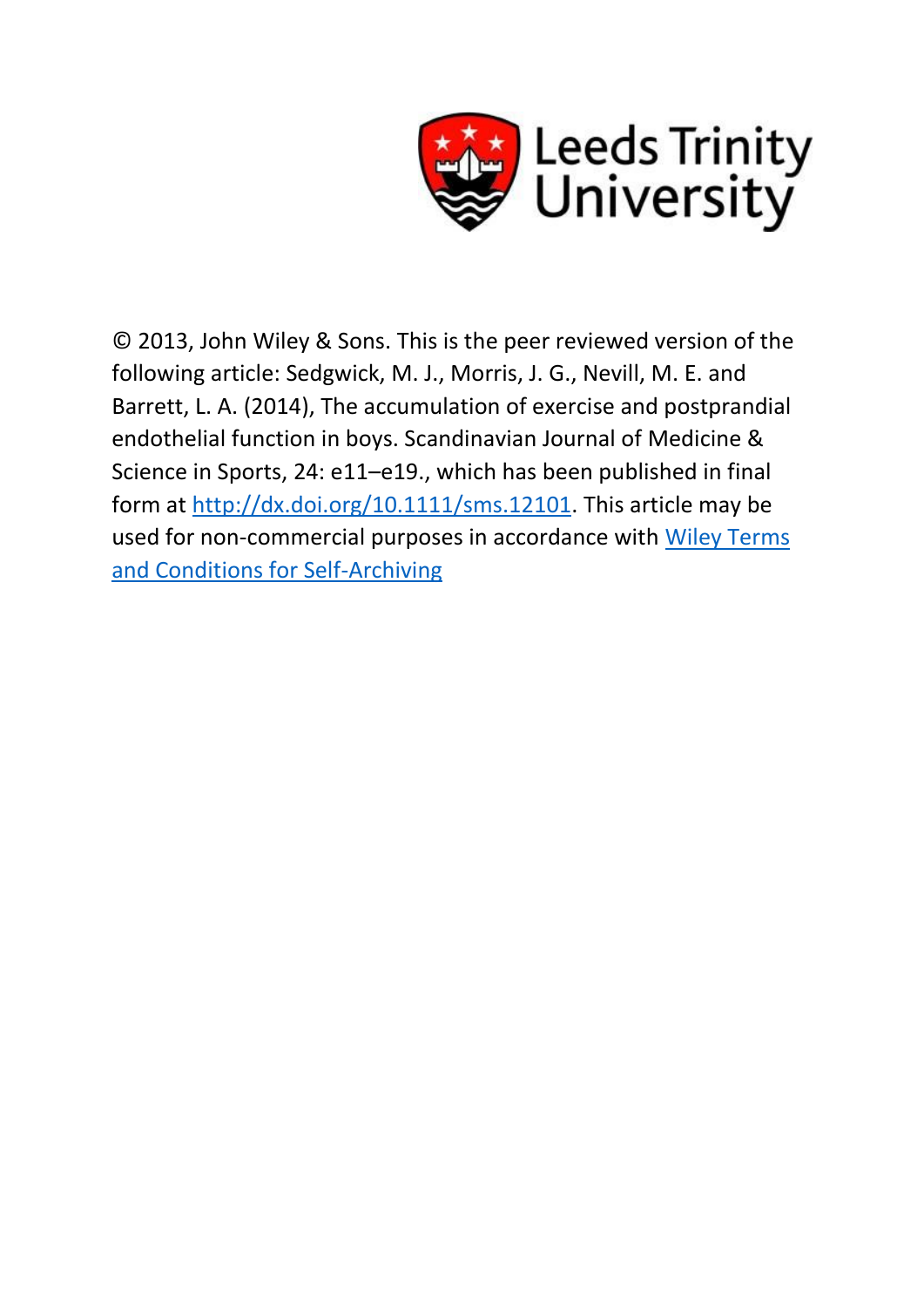Leeds Trinity University

© 2013, John Wiley & Sons. This is the peer reviewed version of the following article: Sedgwick, M. J., Morris, J. G., Nevill, M. E. and Barrett, L. A. (2014), The accumulation of exercise and postprandial endothelial function in boys. Scandinavian Journal of Medicine & Science in Sports, 24: e11–e19., which has been published in final form at [http://dx.doi.org/10.1111/sms.12101](http://dx.doi.org/10.1111/sms.12101). This article may be used for non-commercial purposes in accordance with [Wiley Terms and Conditions for Self-Archiving](#)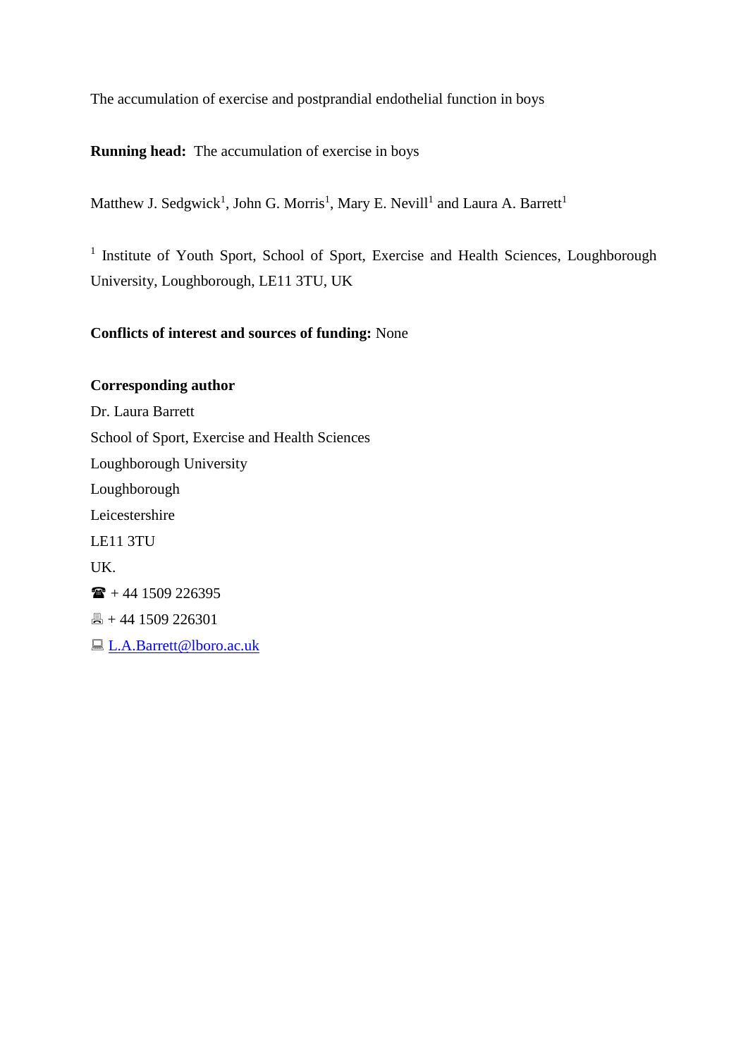The accumulation of exercise and postprandial endothelial function in boys

**Running head:** The accumulation of exercise in boys

Matthew J. Sedgwick[1], John G. Morris[1], Mary E. Nevill[1] and Laura A. Barrett[1]

[1] Institute of Youth Sport, School of Sport, Exercise and Health Sciences, Loughborough University, Loughborough, LE11 3TU, UK

**Conflicts of interest and sources of funding:** None

**Corresponding author**

Dr. Laura Barrett

School of Sport, Exercise and Health Sciences

Loughborough University

Loughborough

Leicestershire

LE11 3TU

UK.

☎ + 44 1509 226395

🖷 + 44 1509 226301

💻 L.A.Barrett@lboro.ac.uk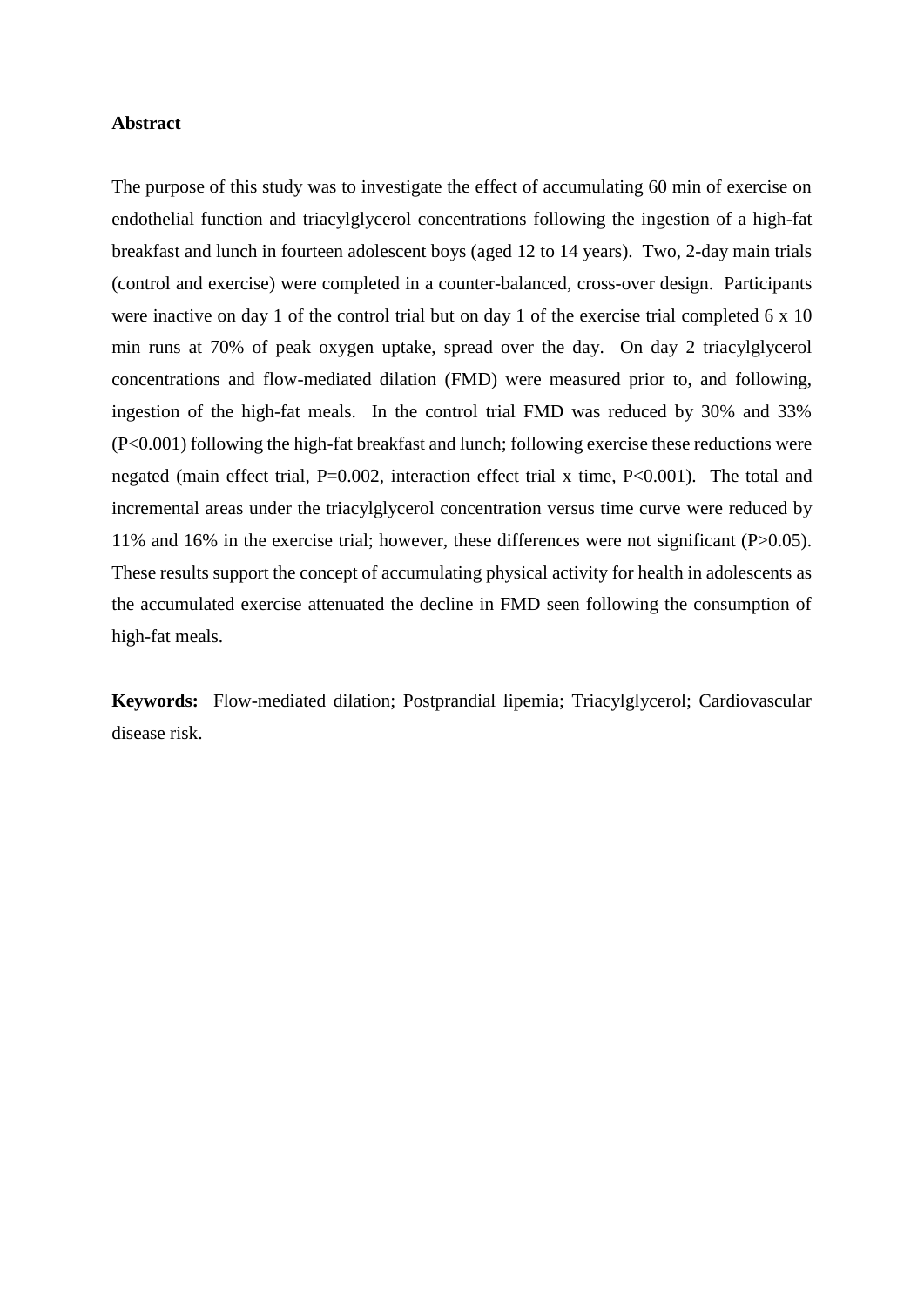## Abstract

The purpose of this study was to investigate the effect of accumulating 60 min of exercise on endothelial function and triacylglycerol concentrations following the ingestion of a high-fat breakfast and lunch in fourteen adolescent boys (aged 12 to 14 years). Two, 2-day main trials (control and exercise) were completed in a counter-balanced, cross-over design. Participants were inactive on day 1 of the control trial but on day 1 of the exercise trial completed 6 x 10 min runs at 70% of peak oxygen uptake, spread over the day. On day 2 triacylglycerol concentrations and flow-mediated dilation (FMD) were measured prior to, and following, ingestion of the high-fat meals. In the control trial FMD was reduced by 30% and 33% ($P<0.001$) following the high-fat breakfast and lunch; following exercise these reductions were negated (main effect trial, $P=0.002$, interaction effect trial x time, $P<0.001$). The total and incremental areas under the triacylglycerol concentration versus time curve were reduced by 11% and 16% in the exercise trial; however, these differences were not significant ($P>0.05$). These results support the concept of accumulating physical activity for health in adolescents as the accumulated exercise attenuated the decline in FMD seen following the consumption of high-fat meals.

**Keywords:** Flow-mediated dilation; Postprandial lipemia; Triacylglycerol; Cardiovascular disease risk.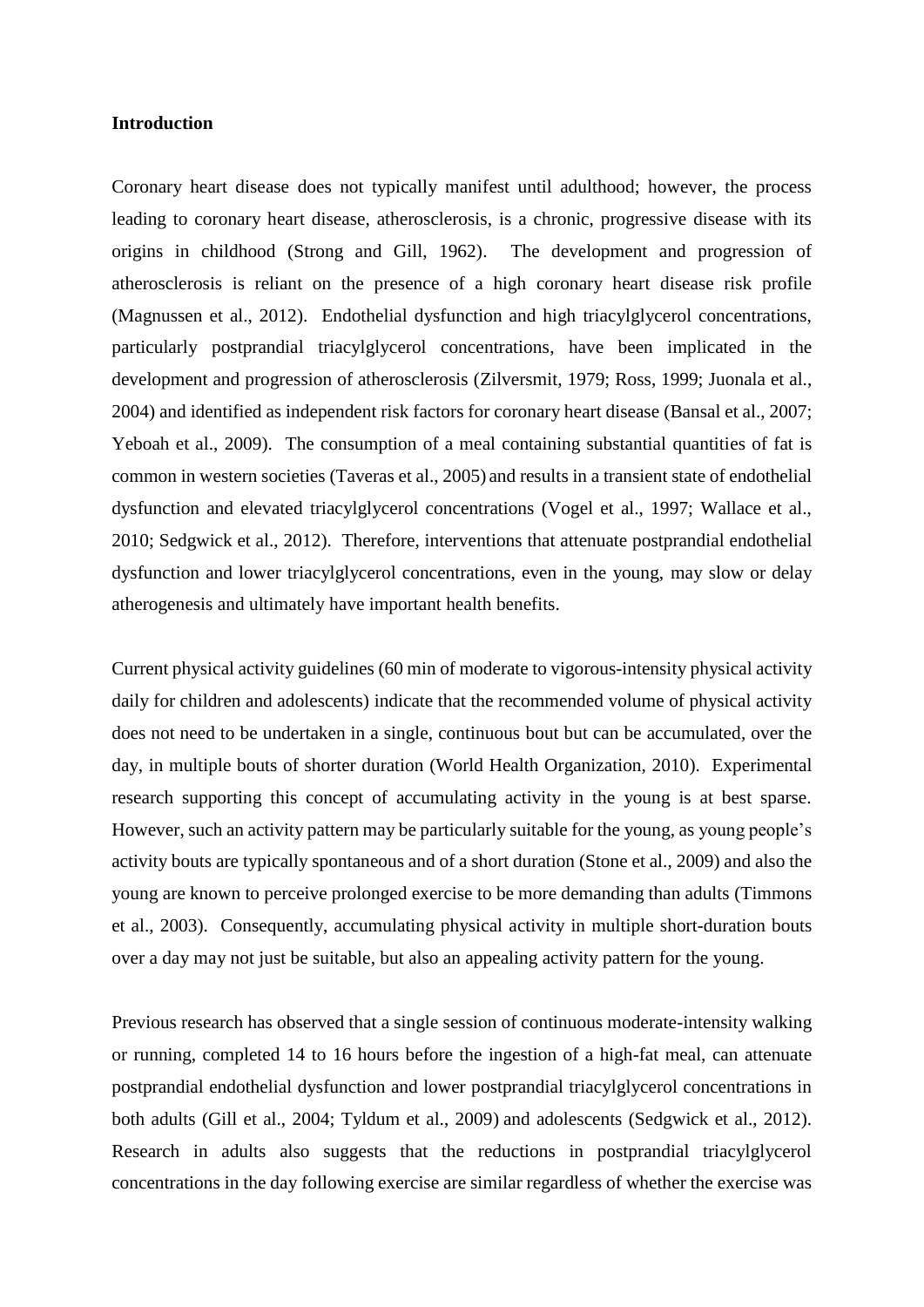## Introduction

Coronary heart disease does not typically manifest until adulthood; however, the process leading to coronary heart disease, atherosclerosis, is a chronic, progressive disease with its origins in childhood (Strong and Gill, 1962). The development and progression of atherosclerosis is reliant on the presence of a high coronary heart disease risk profile (Magnussen et al., 2012). Endothelial dysfunction and high triacylglycerol concentrations, particularly postprandial triacylglycerol concentrations, have been implicated in the development and progression of atherosclerosis (Zilversmit, 1979; Ross, 1999; Juonala et al., 2004) and identified as independent risk factors for coronary heart disease (Bansal et al., 2007; Yeboah et al., 2009). The consumption of a meal containing substantial quantities of fat is common in western societies (Taveras et al., 2005) and results in a transient state of endothelial dysfunction and elevated triacylglycerol concentrations (Vogel et al., 1997; Wallace et al., 2010; Sedgwick et al., 2012). Therefore, interventions that attenuate postprandial endothelial dysfunction and lower triacylglycerol concentrations, even in the young, may slow or delay atherogenesis and ultimately have important health benefits.

Current physical activity guidelines (60 min of moderate to vigorous-intensity physical activity daily for children and adolescents) indicate that the recommended volume of physical activity does not need to be undertaken in a single, continuous bout but can be accumulated, over the day, in multiple bouts of shorter duration (World Health Organization, 2010). Experimental research supporting this concept of accumulating activity in the young is at best sparse. However, such an activity pattern may be particularly suitable for the young, as young people's activity bouts are typically spontaneous and of a short duration (Stone et al., 2009) and also the young are known to perceive prolonged exercise to be more demanding than adults (Timmons et al., 2003). Consequently, accumulating physical activity in multiple short-duration bouts over a day may not just be suitable, but also an appealing activity pattern for the young.

Previous research has observed that a single session of continuous moderate-intensity walking or running, completed 14 to 16 hours before the ingestion of a high-fat meal, can attenuate postprandial endothelial dysfunction and lower postprandial triacylglycerol concentrations in both adults (Gill et al., 2004; Tyldum et al., 2009) and adolescents (Sedgwick et al., 2012). Research in adults also suggests that the reductions in postprandial triacylglycerol concentrations in the day following exercise are similar regardless of whether the exercise was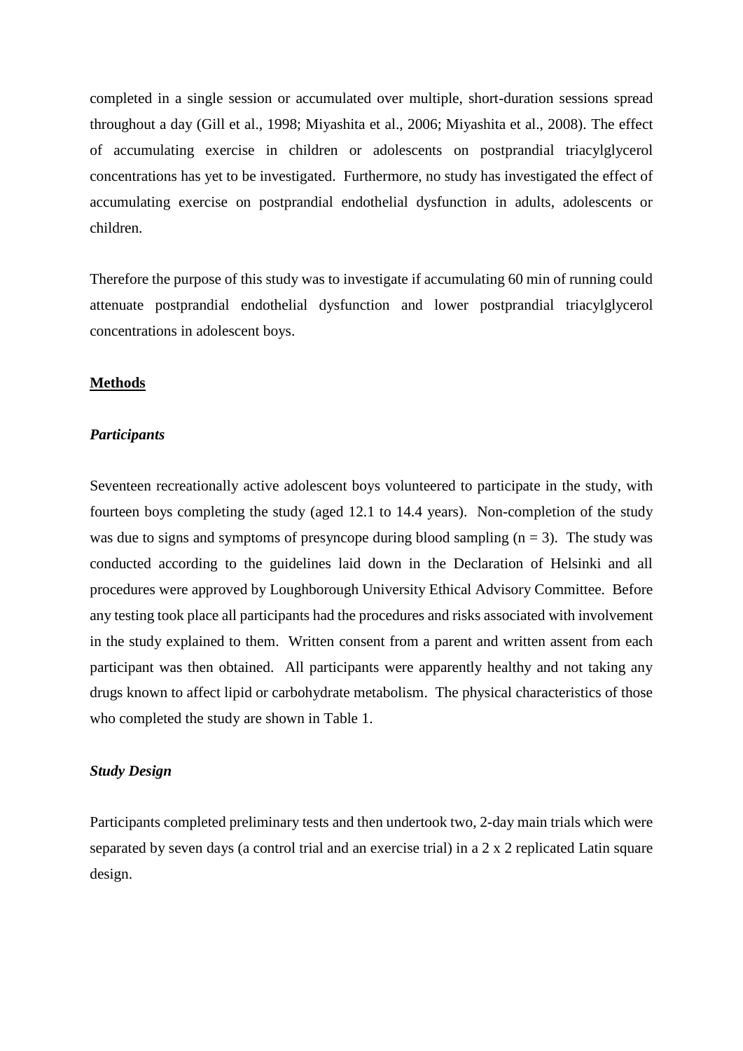completed in a single session or accumulated over multiple, short-duration sessions spread throughout a day (Gill et al., 1998; Miyashita et al., 2006; Miyashita et al., 2008). The effect of accumulating exercise in children or adolescents on postprandial triacylglycerol concentrations has yet to be investigated. Furthermore, no study has investigated the effect of accumulating exercise on postprandial endothelial dysfunction in adults, adolescents or children.

Therefore the purpose of this study was to investigate if accumulating 60 min of running could attenuate postprandial endothelial dysfunction and lower postprandial triacylglycerol concentrations in adolescent boys.

## Methods

### *Participants*

Seventeen recreationally active adolescent boys volunteered to participate in the study, with fourteen boys completing the study (aged 12.1 to 14.4 years). Non-completion of the study was due to signs and symptoms of presyncope during blood sampling ($n = 3$). The study was conducted according to the guidelines laid down in the Declaration of Helsinki and all procedures were approved by Loughborough University Ethical Advisory Committee. Before any testing took place all participants had the procedures and risks associated with involvement in the study explained to them. Written consent from a parent and written assent from each participant was then obtained. All participants were apparently healthy and not taking any drugs known to affect lipid or carbohydrate metabolism. The physical characteristics of those who completed the study are shown in Table 1.

### *Study Design*

Participants completed preliminary tests and then undertook two, 2-day main trials which were separated by seven days (a control trial and an exercise trial) in a 2 x 2 replicated Latin square design.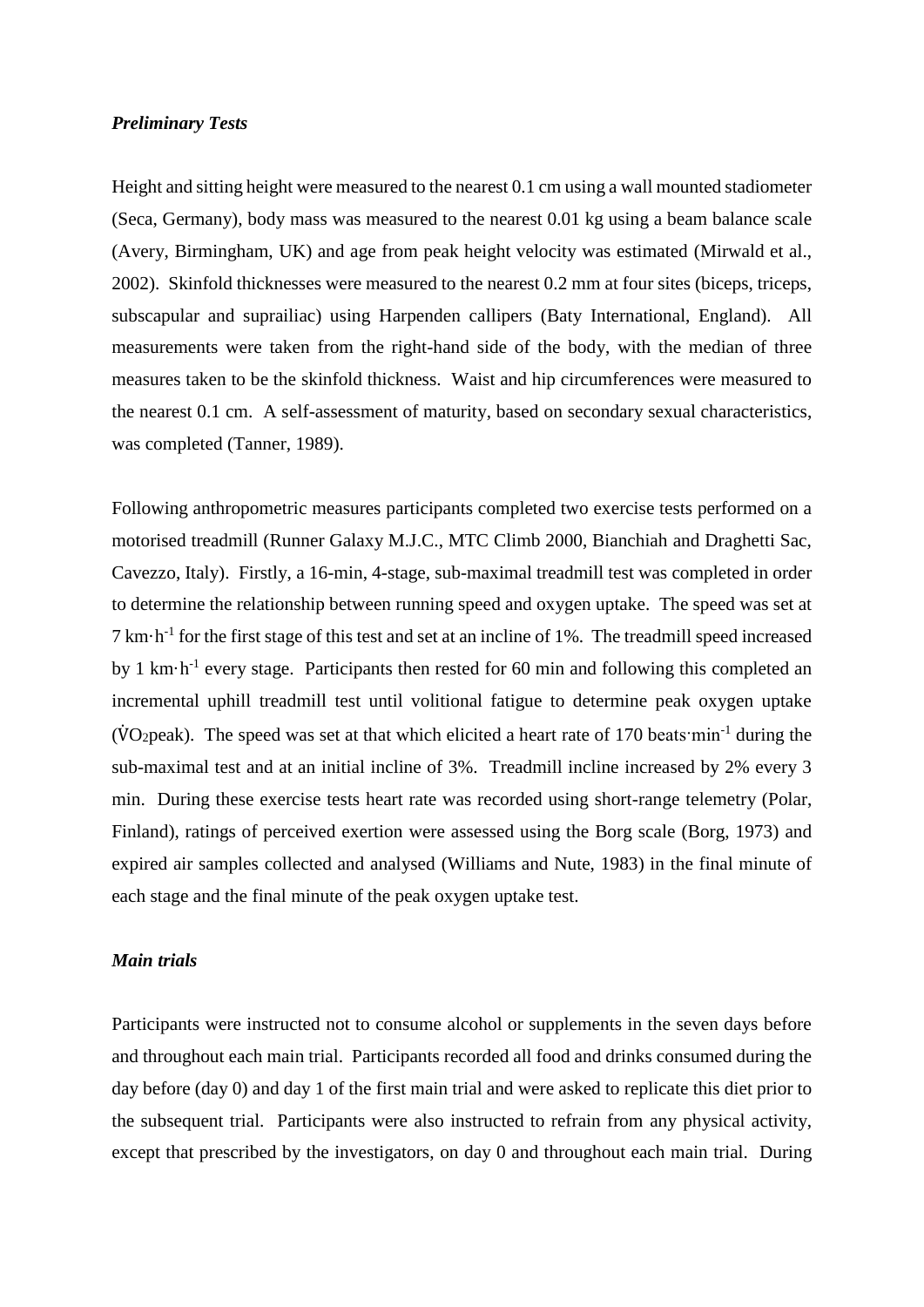***Preliminary Tests***

Height and sitting height were measured to the nearest 0.1 cm using a wall mounted stadiometer (Seca, Germany), body mass was measured to the nearest 0.01 kg using a beam balance scale (Avery, Birmingham, UK) and age from peak height velocity was estimated (Mirwald et al., 2002). Skinfold thicknesses were measured to the nearest 0.2 mm at four sites (biceps, triceps, subscapular and suprailiac) using Harpenden callipers (Baty International, England). All measurements were taken from the right-hand side of the body, with the median of three measures taken to be the skinfold thickness. Waist and hip circumferences were measured to the nearest 0.1 cm. A self-assessment of maturity, based on secondary sexual characteristics, was completed (Tanner, 1989).

Following anthropometric measures participants completed two exercise tests performed on a motorised treadmill (Runner Galaxy M.J.C., MTC Climb 2000, Bianchiah and Draghetti Sac, Cavezzo, Italy). Firstly, a 16-min, 4-stage, sub-maximal treadmill test was completed in order to determine the relationship between running speed and oxygen uptake. The speed was set at 7 $km \cdot h^{-1}$ for the first stage of this test and set at an incline of 1%. The treadmill speed increased by 1 $km \cdot h^{-1}$ every stage. Participants then rested for 60 min and following this completed an incremental uphill treadmill test until volitional fatigue to determine peak oxygen uptake ($\dot{V}O_2$peak). The speed was set at that which elicited a heart rate of 170 $beats \cdot min^{-1}$ during the sub-maximal test and at an initial incline of 3%. Treadmill incline increased by 2% every 3 min. During these exercise tests heart rate was recorded using short-range telemetry (Polar, Finland), ratings of perceived exertion were assessed using the Borg scale (Borg, 1973) and expired air samples collected and analysed (Williams and Nute, 1983) in the final minute of each stage and the final minute of the peak oxygen uptake test.

***Main trials***

Participants were instructed not to consume alcohol or supplements in the seven days before and throughout each main trial. Participants recorded all food and drinks consumed during the day before (day 0) and day 1 of the first main trial and were asked to replicate this diet prior to the subsequent trial. Participants were also instructed to refrain from any physical activity, except that prescribed by the investigators, on day 0 and throughout each main trial. During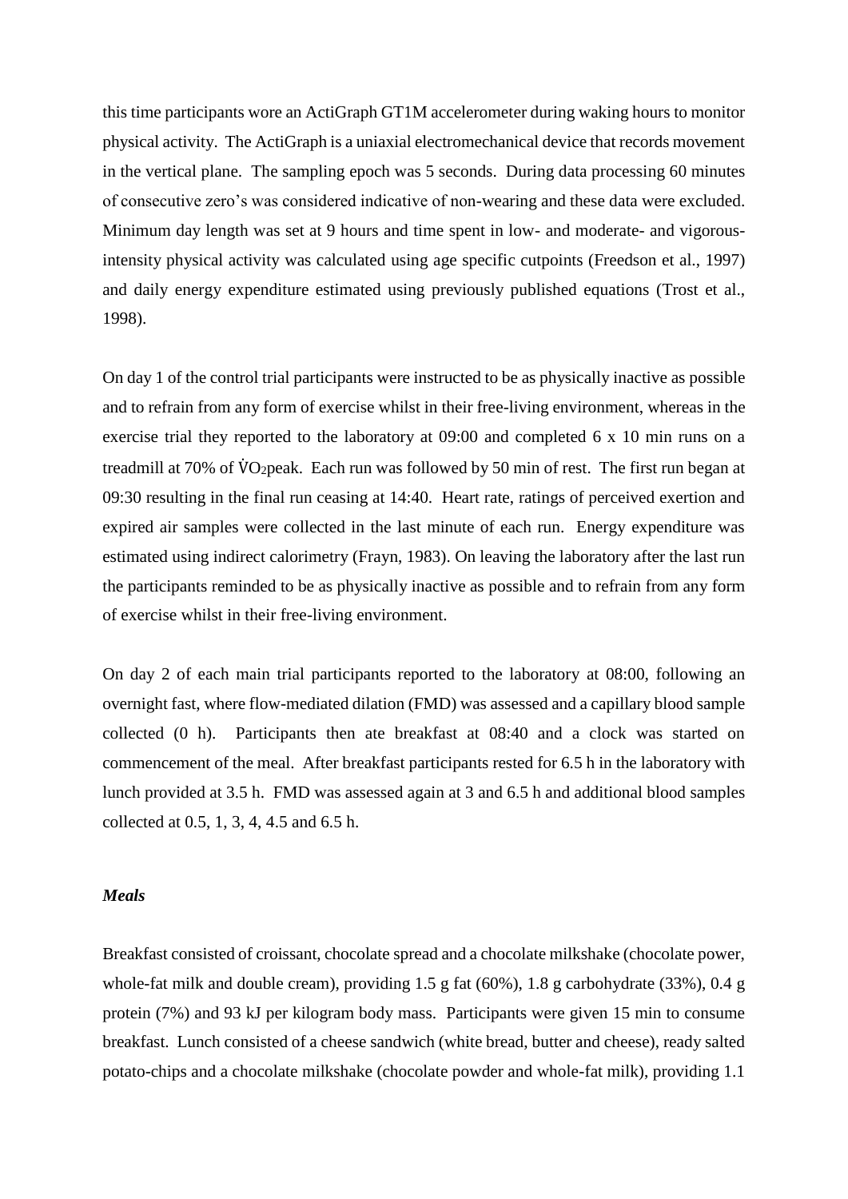this time participants wore an ActiGraph GT1M accelerometer during waking hours to monitor physical activity. The ActiGraph is a uniaxial electromechanical device that records movement in the vertical plane. The sampling epoch was 5 seconds. During data processing 60 minutes of consecutive zero's was considered indicative of non-wearing and these data were excluded. Minimum day length was set at 9 hours and time spent in low- and moderate- and vigorous-intensity physical activity was calculated using age specific cutpoints (Freedson et al., 1997) and daily energy expenditure estimated using previously published equations (Trost et al., 1998).

On day 1 of the control trial participants were instructed to be as physically inactive as possible and to refrain from any form of exercise whilst in their free-living environment, whereas in the exercise trial they reported to the laboratory at 09:00 and completed 6 x 10 min runs on a treadmill at 70% of $\dot{V}O_2$peak. Each run was followed by 50 min of rest. The first run began at 09:30 resulting in the final run ceasing at 14:40. Heart rate, ratings of perceived exertion and expired air samples were collected in the last minute of each run. Energy expenditure was estimated using indirect calorimetry (Frayn, 1983). On leaving the laboratory after the last run the participants reminded to be as physically inactive as possible and to refrain from any form of exercise whilst in their free-living environment.

On day 2 of each main trial participants reported to the laboratory at 08:00, following an overnight fast, where flow-mediated dilation (FMD) was assessed and a capillary blood sample collected (0 h). Participants then ate breakfast at 08:40 and a clock was started on commencement of the meal. After breakfast participants rested for 6.5 h in the laboratory with lunch provided at 3.5 h. FMD was assessed again at 3 and 6.5 h and additional blood samples collected at 0.5, 1, 3, 4, 4.5 and 6.5 h.

### *Meals*

Breakfast consisted of croissant, chocolate spread and a chocolate milkshake (chocolate power, whole-fat milk and double cream), providing 1.5 g fat (60%), 1.8 g carbohydrate (33%), 0.4 g protein (7%) and 93 kJ per kilogram body mass. Participants were given 15 min to consume breakfast. Lunch consisted of a cheese sandwich (white bread, butter and cheese), ready salted potato-chips and a chocolate milkshake (chocolate powder and whole-fat milk), providing 1.1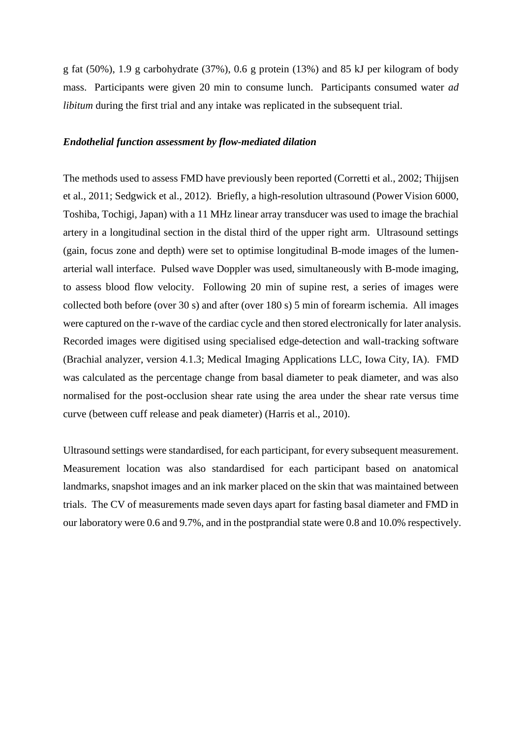g fat (50%), 1.9 g carbohydrate (37%), 0.6 g protein (13%) and 85 kJ per kilogram of body mass. Participants were given 20 min to consume lunch. Participants consumed water *ad libitum* during the first trial and any intake was replicated in the subsequent trial.

***Endothelial function assessment by flow-mediated dilation***

The methods used to assess FMD have previously been reported (Corretti et al., 2002; Thijjsen et al., 2011; Sedgwick et al., 2012). Briefly, a high-resolution ultrasound (Power Vision 6000, Toshiba, Tochigi, Japan) with a 11 MHz linear array transducer was used to image the brachial artery in a longitudinal section in the distal third of the upper right arm. Ultrasound settings (gain, focus zone and depth) were set to optimise longitudinal B-mode images of the lumen-arterial wall interface. Pulsed wave Doppler was used, simultaneously with B-mode imaging, to assess blood flow velocity. Following 20 min of supine rest, a series of images were collected both before (over 30 s) and after (over 180 s) 5 min of forearm ischemia. All images were captured on the r-wave of the cardiac cycle and then stored electronically for later analysis. Recorded images were digitised using specialised edge-detection and wall-tracking software (Brachial analyzer, version 4.1.3; Medical Imaging Applications LLC, Iowa City, IA). FMD was calculated as the percentage change from basal diameter to peak diameter, and was also normalised for the post-occlusion shear rate using the area under the shear rate versus time curve (between cuff release and peak diameter) (Harris et al., 2010).

Ultrasound settings were standardised, for each participant, for every subsequent measurement. Measurement location was also standardised for each participant based on anatomical landmarks, snapshot images and an ink marker placed on the skin that was maintained between trials. The CV of measurements made seven days apart for fasting basal diameter and FMD in our laboratory were 0.6 and 9.7%, and in the postprandial state were 0.8 and 10.0% respectively.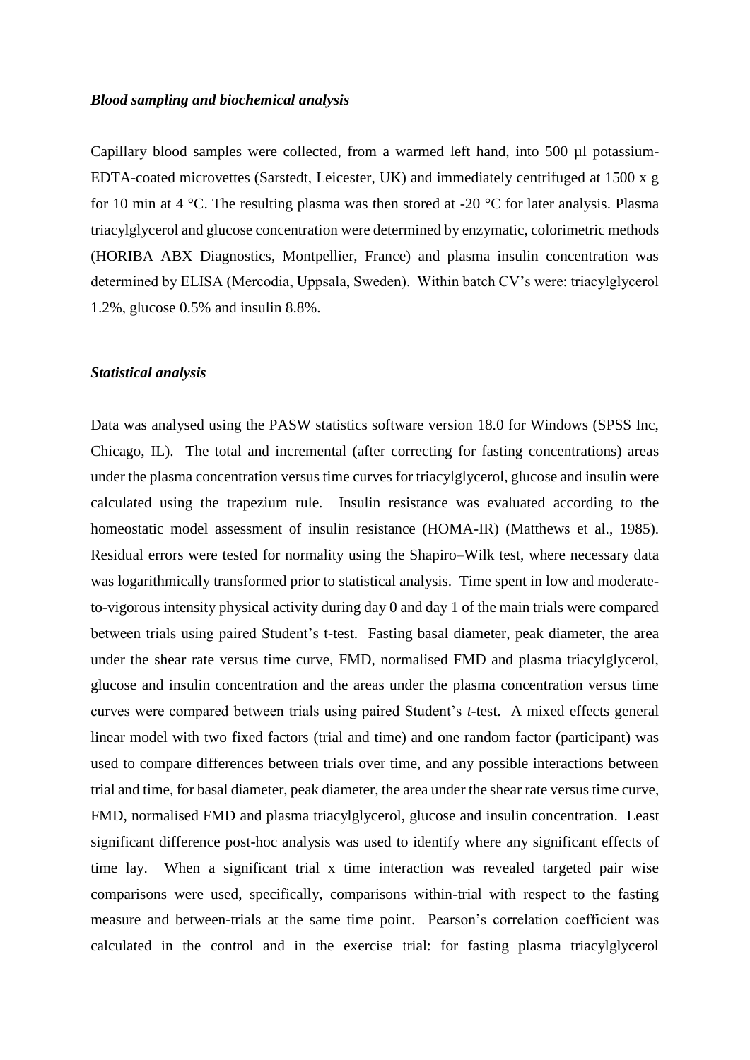### *Blood sampling and biochemical analysis*

Capillary blood samples were collected, from a warmed left hand, into 500 µl potassium-EDTA-coated microvettes (Sarstedt, Leicester, UK) and immediately centrifuged at 1500 x g for 10 min at 4 °C. The resulting plasma was then stored at -20 °C for later analysis. Plasma triacylglycerol and glucose concentration were determined by enzymatic, colorimetric methods (HORIBA ABX Diagnostics, Montpellier, France) and plasma insulin concentration was determined by ELISA (Mercodia, Uppsala, Sweden). Within batch CV's were: triacylglycerol 1.2%, glucose 0.5% and insulin 8.8%.

### *Statistical analysis*

Data was analysed using the PASW statistics software version 18.0 for Windows (SPSS Inc, Chicago, IL). The total and incremental (after correcting for fasting concentrations) areas under the plasma concentration versus time curves for triacylglycerol, glucose and insulin were calculated using the trapezium rule. Insulin resistance was evaluated according to the homeostatic model assessment of insulin resistance (HOMA-IR) (Matthews et al., 1985). Residual errors were tested for normality using the Shapiro–Wilk test, where necessary data was logarithmically transformed prior to statistical analysis. Time spent in low and moderate-to-vigorous intensity physical activity during day 0 and day 1 of the main trials were compared between trials using paired Student's t-test. Fasting basal diameter, peak diameter, the area under the shear rate versus time curve, FMD, normalised FMD and plasma triacylglycerol, glucose and insulin concentration and the areas under the plasma concentration versus time curves were compared between trials using paired Student's *t*-test. A mixed effects general linear model with two fixed factors (trial and time) and one random factor (participant) was used to compare differences between trials over time, and any possible interactions between trial and time, for basal diameter, peak diameter, the area under the shear rate versus time curve, FMD, normalised FMD and plasma triacylglycerol, glucose and insulin concentration. Least significant difference post-hoc analysis was used to identify where any significant effects of time lay. When a significant trial x time interaction was revealed targeted pair wise comparisons were used, specifically, comparisons within-trial with respect to the fasting measure and between-trials at the same time point. Pearson's correlation coefficient was calculated in the control and in the exercise trial: for fasting plasma triacylglycerol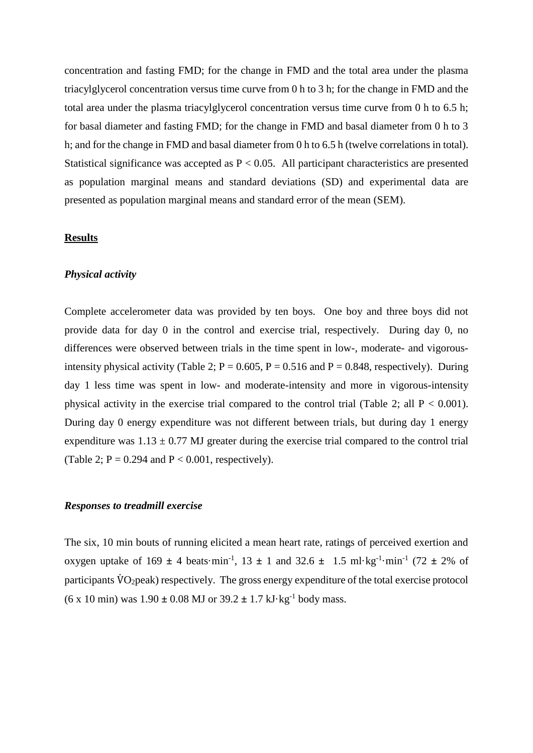concentration and fasting FMD; for the change in FMD and the total area under the plasma triacylglycerol concentration versus time curve from 0 h to 3 h; for the change in FMD and the total area under the plasma triacylglycerol concentration versus time curve from 0 h to 6.5 h; for basal diameter and fasting FMD; for the change in FMD and basal diameter from 0 h to 3 h; and for the change in FMD and basal diameter from 0 h to 6.5 h (twelve correlations in total). Statistical significance was accepted as $P < 0.05$. All participant characteristics are presented as population marginal means and standard deviations (SD) and experimental data are presented as population marginal means and standard error of the mean (SEM).

## Results

### *Physical activity*

Complete accelerometer data was provided by ten boys. One boy and three boys did not provide data for day 0 in the control and exercise trial, respectively. During day 0, no differences were observed between trials in the time spent in low-, moderate- and vigorous-intensity physical activity (Table 2; $P = 0.605$, $P = 0.516$ and $P = 0.848$, respectively). During day 1 less time was spent in low- and moderate-intensity and more in vigorous-intensity physical activity in the exercise trial compared to the control trial (Table 2; all $P < 0.001$). During day 0 energy expenditure was not different between trials, but during day 1 energy expenditure was $1.13 \pm 0.77$ MJ greater during the exercise trial compared to the control trial (Table 2; $P = 0.294$ and $P < 0.001$, respectively).

### *Responses to treadmill exercise*

The six, 10 min bouts of running elicited a mean heart rate, ratings of perceived exertion and oxygen uptake of $169 \pm 4$ beats$\cdot$min$^{-1}$, $13 \pm 1$ and $32.6 \pm 1.5$ ml$\cdot$kg$^{-1}\cdot$min$^{-1}$ ($72 \pm 2$% of participants $\dot{V}O_2$peak) respectively. The gross energy expenditure of the total exercise protocol (6 x 10 min) was $1.90 \pm 0.08$ MJ or $39.2 \pm 1.7$ kJ$\cdot$kg$^{-1}$ body mass.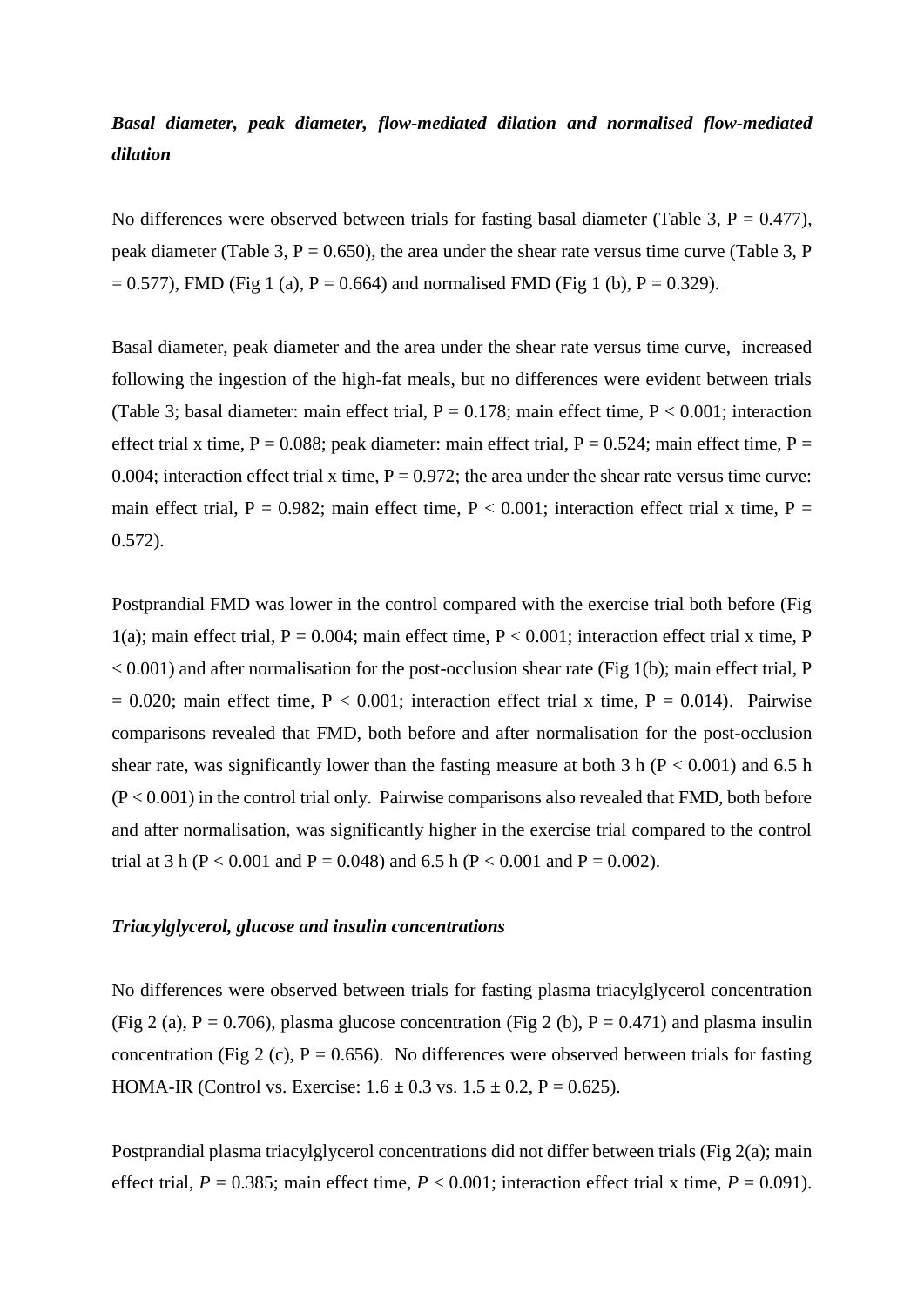***Basal diameter, peak diameter, flow-mediated dilation and normalised flow-mediated dilation***

No differences were observed between trials for fasting basal diameter (Table 3, P = 0.477), peak diameter (Table 3, P = 0.650), the area under the shear rate versus time curve (Table 3, P = 0.577), FMD (Fig 1 (a), P = 0.664) and normalised FMD (Fig 1 (b), P = 0.329).

Basal diameter, peak diameter and the area under the shear rate versus time curve, increased following the ingestion of the high-fat meals, but no differences were evident between trials (Table 3; basal diameter: main effect trial, P = 0.178; main effect time, P < 0.001; interaction effect trial x time, P = 0.088; peak diameter: main effect trial, P = 0.524; main effect time, P = 0.004; interaction effect trial x time, P = 0.972; the area under the shear rate versus time curve: main effect trial, P = 0.982; main effect time, P < 0.001; interaction effect trial x time, P = 0.572).

Postprandial FMD was lower in the control compared with the exercise trial both before (Fig 1(a); main effect trial, P = 0.004; main effect time, P < 0.001; interaction effect trial x time, P < 0.001) and after normalisation for the post-occlusion shear rate (Fig 1(b); main effect trial, P = 0.020; main effect time, P < 0.001; interaction effect trial x time, P = 0.014). Pairwise comparisons revealed that FMD, both before and after normalisation for the post-occlusion shear rate, was significantly lower than the fasting measure at both 3 h (P < 0.001) and 6.5 h (P < 0.001) in the control trial only. Pairwise comparisons also revealed that FMD, both before and after normalisation, was significantly higher in the exercise trial compared to the control trial at 3 h (P < 0.001 and P = 0.048) and 6.5 h (P < 0.001 and P = 0.002).

***Triacylglycerol, glucose and insulin concentrations***

No differences were observed between trials for fasting plasma triacylglycerol concentration (Fig 2 (a), P = 0.706), plasma glucose concentration (Fig 2 (b), P = 0.471) and plasma insulin concentration (Fig 2 (c), P = 0.656). No differences were observed between trials for fasting HOMA-IR (Control vs. Exercise: 1.6 ± 0.3 vs. 1.5 ± 0.2, P = 0.625).

Postprandial plasma triacylglycerol concentrations did not differ between trials (Fig 2(a); main effect trial, *P* = 0.385; main effect time, *P* < 0.001; interaction effect trial x time, *P* = 0.091).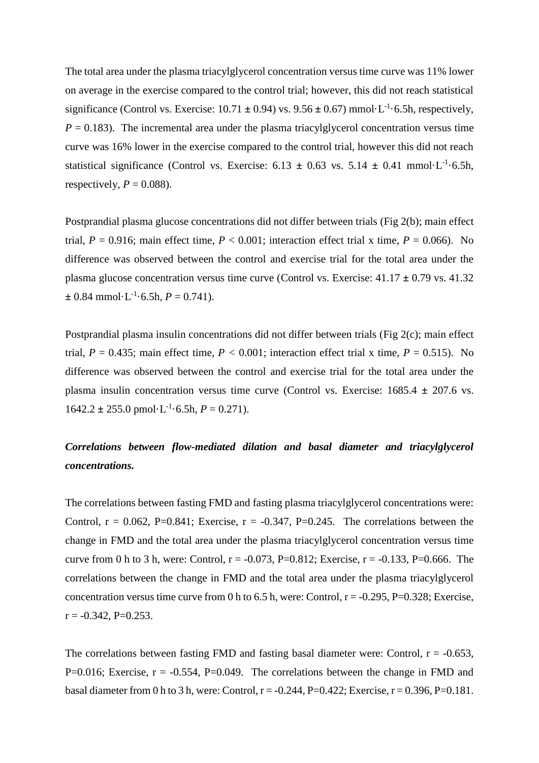The total area under the plasma triacylglycerol concentration versus time curve was 11% lower on average in the exercise compared to the control trial; however, this did not reach statistical significance (Control vs. Exercise: 10.71 ± 0.94) vs. 9.56 ± 0.67) mmol·L$^{-1}$·6.5h, respectively, $P$ = 0.183). The incremental area under the plasma triacylglycerol concentration versus time curve was 16% lower in the exercise compared to the control trial, however this did not reach statistical significance (Control vs. Exercise: 6.13 ± 0.63 vs. 5.14 ± 0.41 mmol·L$^{-1}$·6.5h, respectively, $P$ = 0.088).

Postprandial plasma glucose concentrations did not differ between trials (Fig 2(b); main effect trial, $P$ = 0.916; main effect time, $P$ < 0.001; interaction effect trial x time, $P$ = 0.066). No difference was observed between the control and exercise trial for the total area under the plasma glucose concentration versus time curve (Control vs. Exercise: 41.17 ± 0.79 vs. 41.32 ± 0.84 mmol·L$^{-1}$·6.5h, $P$ = 0.741).

Postprandial plasma insulin concentrations did not differ between trials (Fig 2(c); main effect trial, $P$ = 0.435; main effect time, $P$ < 0.001; interaction effect trial x time, $P$ = 0.515). No difference was observed between the control and exercise trial for the total area under the plasma insulin concentration versus time curve (Control vs. Exercise: 1685.4 ± 207.6 vs. 1642.2 ± 255.0 pmol·L$^{-1}$·6.5h, $P$ = 0.271).

***Correlations between flow-mediated dilation and basal diameter and triacylglycerol concentrations.***

The correlations between fasting FMD and fasting plasma triacylglycerol concentrations were: Control, r = 0.062, P=0.841; Exercise, r = -0.347, P=0.245. The correlations between the change in FMD and the total area under the plasma triacylglycerol concentration versus time curve from 0 h to 3 h, were: Control, r = -0.073, P=0.812; Exercise, r = -0.133, P=0.666. The correlations between the change in FMD and the total area under the plasma triacylglycerol concentration versus time curve from 0 h to 6.5 h, were: Control, r = -0.295, P=0.328; Exercise, r = -0.342, P=0.253.

The correlations between fasting FMD and fasting basal diameter were: Control, r = -0.653, P=0.016; Exercise, r = -0.554, P=0.049. The correlations between the change in FMD and basal diameter from 0 h to 3 h, were: Control, r = -0.244, P=0.422; Exercise, r = 0.396, P=0.181.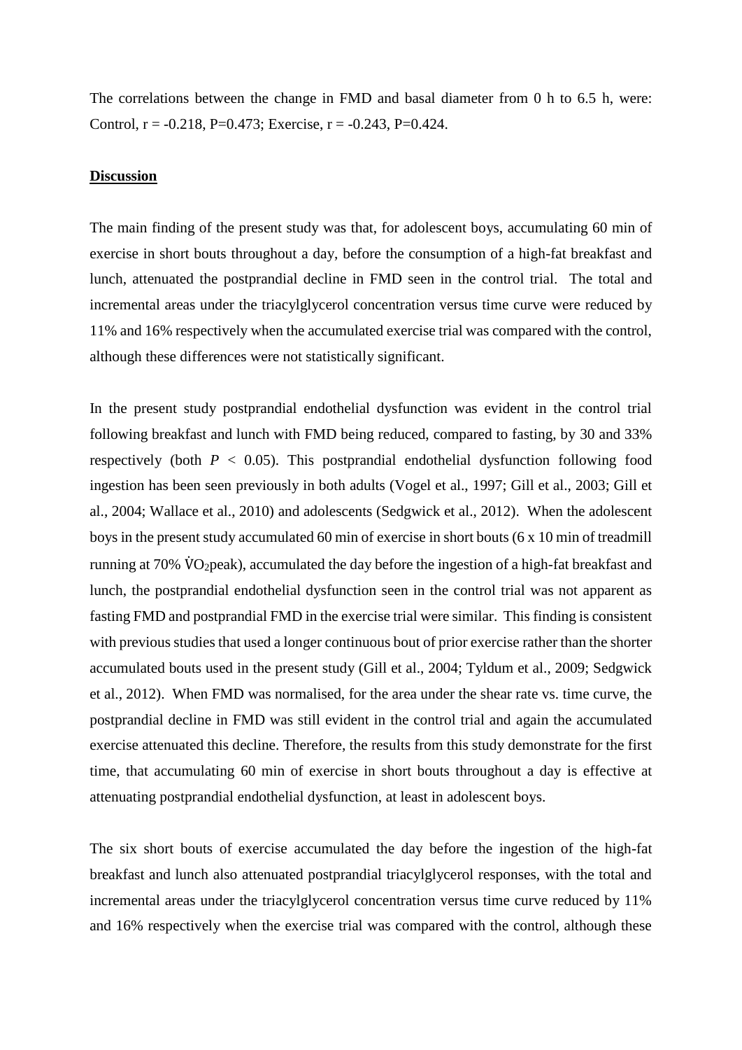The correlations between the change in FMD and basal diameter from 0 h to 6.5 h, were: Control, r = -0.218, P=0.473; Exercise, r = -0.243, P=0.424.

## Discussion

The main finding of the present study was that, for adolescent boys, accumulating 60 min of exercise in short bouts throughout a day, before the consumption of a high-fat breakfast and lunch, attenuated the postprandial decline in FMD seen in the control trial. The total and incremental areas under the triacylglycerol concentration versus time curve were reduced by 11% and 16% respectively when the accumulated exercise trial was compared with the control, although these differences were not statistically significant.

In the present study postprandial endothelial dysfunction was evident in the control trial following breakfast and lunch with FMD being reduced, compared to fasting, by 30 and 33% respectively (both $P < 0.05$). This postprandial endothelial dysfunction following food ingestion has been seen previously in both adults (Vogel et al., 1997; Gill et al., 2003; Gill et al., 2004; Wallace et al., 2010) and adolescents (Sedgwick et al., 2012). When the adolescent boys in the present study accumulated 60 min of exercise in short bouts (6 x 10 min of treadmill running at 70% $\dot{V}O_2$peak), accumulated the day before the ingestion of a high-fat breakfast and lunch, the postprandial endothelial dysfunction seen in the control trial was not apparent as fasting FMD and postprandial FMD in the exercise trial were similar. This finding is consistent with previous studies that used a longer continuous bout of prior exercise rather than the shorter accumulated bouts used in the present study (Gill et al., 2004; Tyldum et al., 2009; Sedgwick et al., 2012). When FMD was normalised, for the area under the shear rate vs. time curve, the postprandial decline in FMD was still evident in the control trial and again the accumulated exercise attenuated this decline. Therefore, the results from this study demonstrate for the first time, that accumulating 60 min of exercise in short bouts throughout a day is effective at attenuating postprandial endothelial dysfunction, at least in adolescent boys.

The six short bouts of exercise accumulated the day before the ingestion of the high-fat breakfast and lunch also attenuated postprandial triacylglycerol responses, with the total and incremental areas under the triacylglycerol concentration versus time curve reduced by 11% and 16% respectively when the exercise trial was compared with the control, although these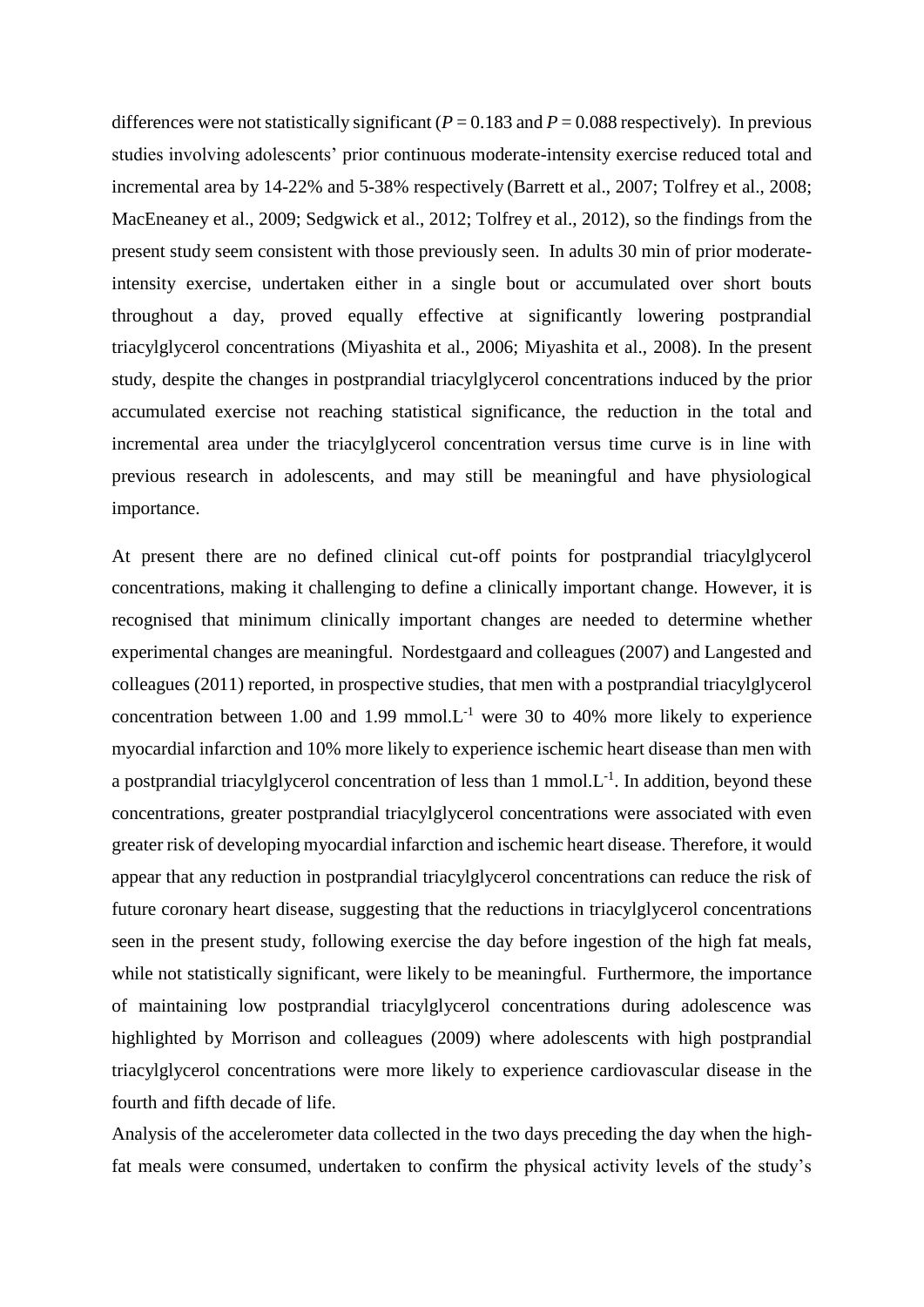differences were not statistically significant ($P = 0.183$ and $P = 0.088$ respectively). In previous studies involving adolescents' prior continuous moderate-intensity exercise reduced total and incremental area by 14-22% and 5-38% respectively (Barrett et al., 2007; Tolfrey et al., 2008; MacEneaney et al., 2009; Sedgwick et al., 2012; Tolfrey et al., 2012), so the findings from the present study seem consistent with those previously seen. In adults 30 min of prior moderate-intensity exercise, undertaken either in a single bout or accumulated over short bouts throughout a day, proved equally effective at significantly lowering postprandial triacylglycerol concentrations (Miyashita et al., 2006; Miyashita et al., 2008). In the present study, despite the changes in postprandial triacylglycerol concentrations induced by the prior accumulated exercise not reaching statistical significance, the reduction in the total and incremental area under the triacylglycerol concentration versus time curve is in line with previous research in adolescents, and may still be meaningful and have physiological importance.

At present there are no defined clinical cut-off points for postprandial triacylglycerol concentrations, making it challenging to define a clinically important change. However, it is recognised that minimum clinically important changes are needed to determine whether experimental changes are meaningful. Nordestgaard and colleagues (2007) and Langested and colleagues (2011) reported, in prospective studies, that men with a postprandial triacylglycerol concentration between 1.00 and 1.99 $mmol.L^{-1}$ were 30 to 40% more likely to experience myocardial infarction and 10% more likely to experience ischemic heart disease than men with a postprandial triacylglycerol concentration of less than 1 $mmol.L^{-1}$. In addition, beyond these concentrations, greater postprandial triacylglycerol concentrations were associated with even greater risk of developing myocardial infarction and ischemic heart disease. Therefore, it would appear that any reduction in postprandial triacylglycerol concentrations can reduce the risk of future coronary heart disease, suggesting that the reductions in triacylglycerol concentrations seen in the present study, following exercise the day before ingestion of the high fat meals, while not statistically significant, were likely to be meaningful. Furthermore, the importance of maintaining low postprandial triacylglycerol concentrations during adolescence was highlighted by Morrison and colleagues (2009) where adolescents with high postprandial triacylglycerol concentrations were more likely to experience cardiovascular disease in the fourth and fifth decade of life.

Analysis of the accelerometer data collected in the two days preceding the day when the high-fat meals were consumed, undertaken to confirm the physical activity levels of the study's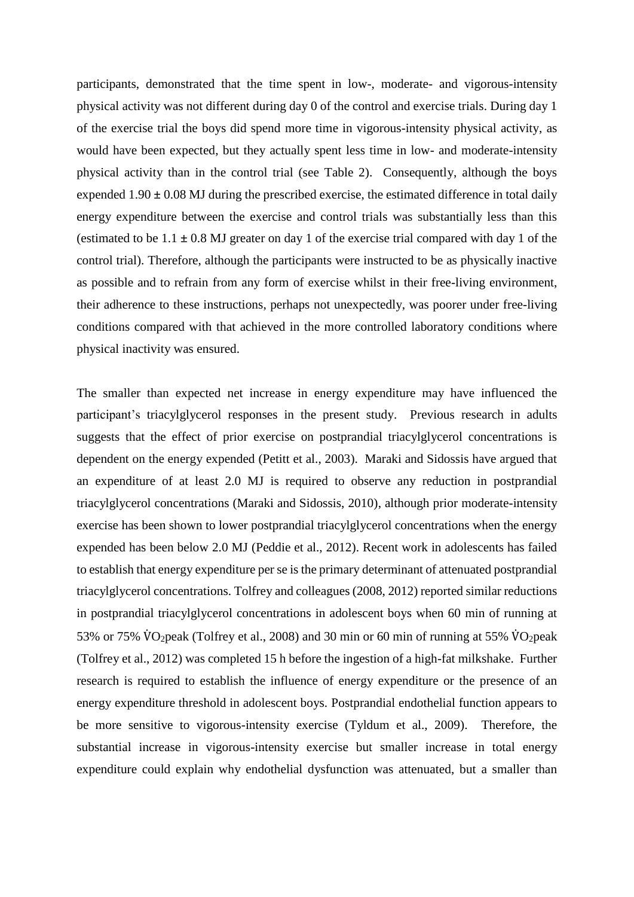participants, demonstrated that the time spent in low-, moderate- and vigorous-intensity physical activity was not different during day 0 of the control and exercise trials. During day 1 of the exercise trial the boys did spend more time in vigorous-intensity physical activity, as would have been expected, but they actually spent less time in low- and moderate-intensity physical activity than in the control trial (see Table 2). Consequently, although the boys expended $1.90 \pm 0.08$ MJ during the prescribed exercise, the estimated difference in total daily energy expenditure between the exercise and control trials was substantially less than this (estimated to be $1.1 \pm 0.8$ MJ greater on day 1 of the exercise trial compared with day 1 of the control trial). Therefore, although the participants were instructed to be as physically inactive as possible and to refrain from any form of exercise whilst in their free-living environment, their adherence to these instructions, perhaps not unexpectedly, was poorer under free-living conditions compared with that achieved in the more controlled laboratory conditions where physical inactivity was ensured.

The smaller than expected net increase in energy expenditure may have influenced the participant's triacylglycerol responses in the present study. Previous research in adults suggests that the effect of prior exercise on postprandial triacylglycerol concentrations is dependent on the energy expended (Petitt et al., 2003). Maraki and Sidossis have argued that an expenditure of at least 2.0 MJ is required to observe any reduction in postprandial triacylglycerol concentrations (Maraki and Sidossis, 2010), although prior moderate-intensity exercise has been shown to lower postprandial triacylglycerol concentrations when the energy expended has been below 2.0 MJ (Peddie et al., 2012). Recent work in adolescents has failed to establish that energy expenditure per se is the primary determinant of attenuated postprandial triacylglycerol concentrations. Tolfrey and colleagues (2008, 2012) reported similar reductions in postprandial triacylglycerol concentrations in adolescent boys when 60 min of running at 53% or 75% $\dot{V}O_2$peak (Tolfrey et al., 2008) and 30 min or 60 min of running at 55% $\dot{V}O_2$peak (Tolfrey et al., 2012) was completed 15 h before the ingestion of a high-fat milkshake. Further research is required to establish the influence of energy expenditure or the presence of an energy expenditure threshold in adolescent boys. Postprandial endothelial function appears to be more sensitive to vigorous-intensity exercise (Tyldum et al., 2009). Therefore, the substantial increase in vigorous-intensity exercise but smaller increase in total energy expenditure could explain why endothelial dysfunction was attenuated, but a smaller than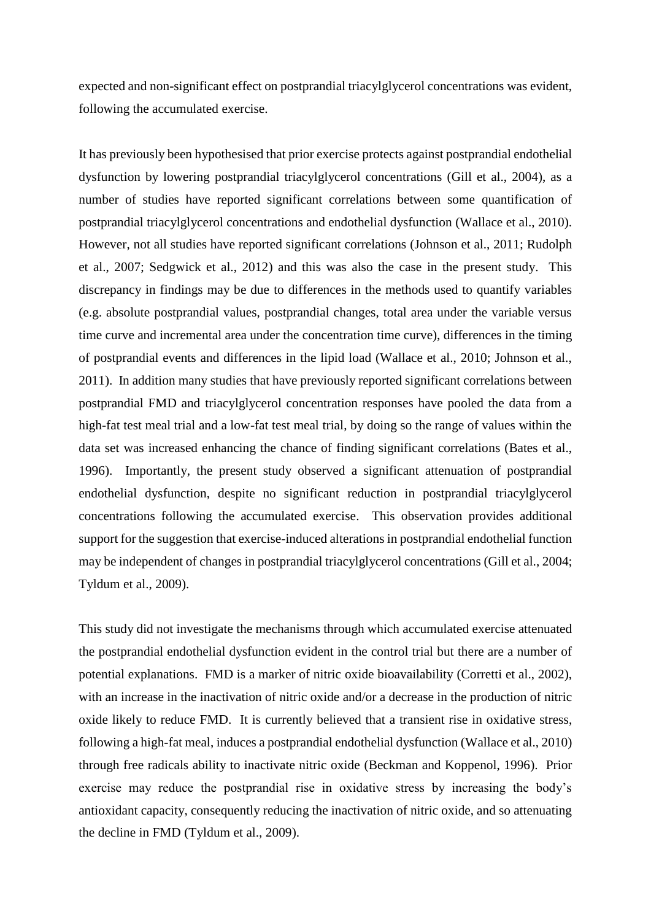expected and non-significant effect on postprandial triacylglycerol concentrations was evident, following the accumulated exercise.

It has previously been hypothesised that prior exercise protects against postprandial endothelial dysfunction by lowering postprandial triacylglycerol concentrations (Gill et al., 2004), as a number of studies have reported significant correlations between some quantification of postprandial triacylglycerol concentrations and endothelial dysfunction (Wallace et al., 2010). However, not all studies have reported significant correlations (Johnson et al., 2011; Rudolph et al., 2007; Sedgwick et al., 2012) and this was also the case in the present study. This discrepancy in findings may be due to differences in the methods used to quantify variables (e.g. absolute postprandial values, postprandial changes, total area under the variable versus time curve and incremental area under the concentration time curve), differences in the timing of postprandial events and differences in the lipid load (Wallace et al., 2010; Johnson et al., 2011). In addition many studies that have previously reported significant correlations between postprandial FMD and triacylglycerol concentration responses have pooled the data from a high-fat test meal trial and a low-fat test meal trial, by doing so the range of values within the data set was increased enhancing the chance of finding significant correlations (Bates et al., 1996). Importantly, the present study observed a significant attenuation of postprandial endothelial dysfunction, despite no significant reduction in postprandial triacylglycerol concentrations following the accumulated exercise. This observation provides additional support for the suggestion that exercise-induced alterations in postprandial endothelial function may be independent of changes in postprandial triacylglycerol concentrations (Gill et al., 2004; Tyldum et al., 2009).

This study did not investigate the mechanisms through which accumulated exercise attenuated the postprandial endothelial dysfunction evident in the control trial but there are a number of potential explanations. FMD is a marker of nitric oxide bioavailability (Corretti et al., 2002), with an increase in the inactivation of nitric oxide and/or a decrease in the production of nitric oxide likely to reduce FMD. It is currently believed that a transient rise in oxidative stress, following a high-fat meal, induces a postprandial endothelial dysfunction (Wallace et al., 2010) through free radicals ability to inactivate nitric oxide (Beckman and Koppenol, 1996). Prior exercise may reduce the postprandial rise in oxidative stress by increasing the body's antioxidant capacity, consequently reducing the inactivation of nitric oxide, and so attenuating the decline in FMD (Tyldum et al., 2009).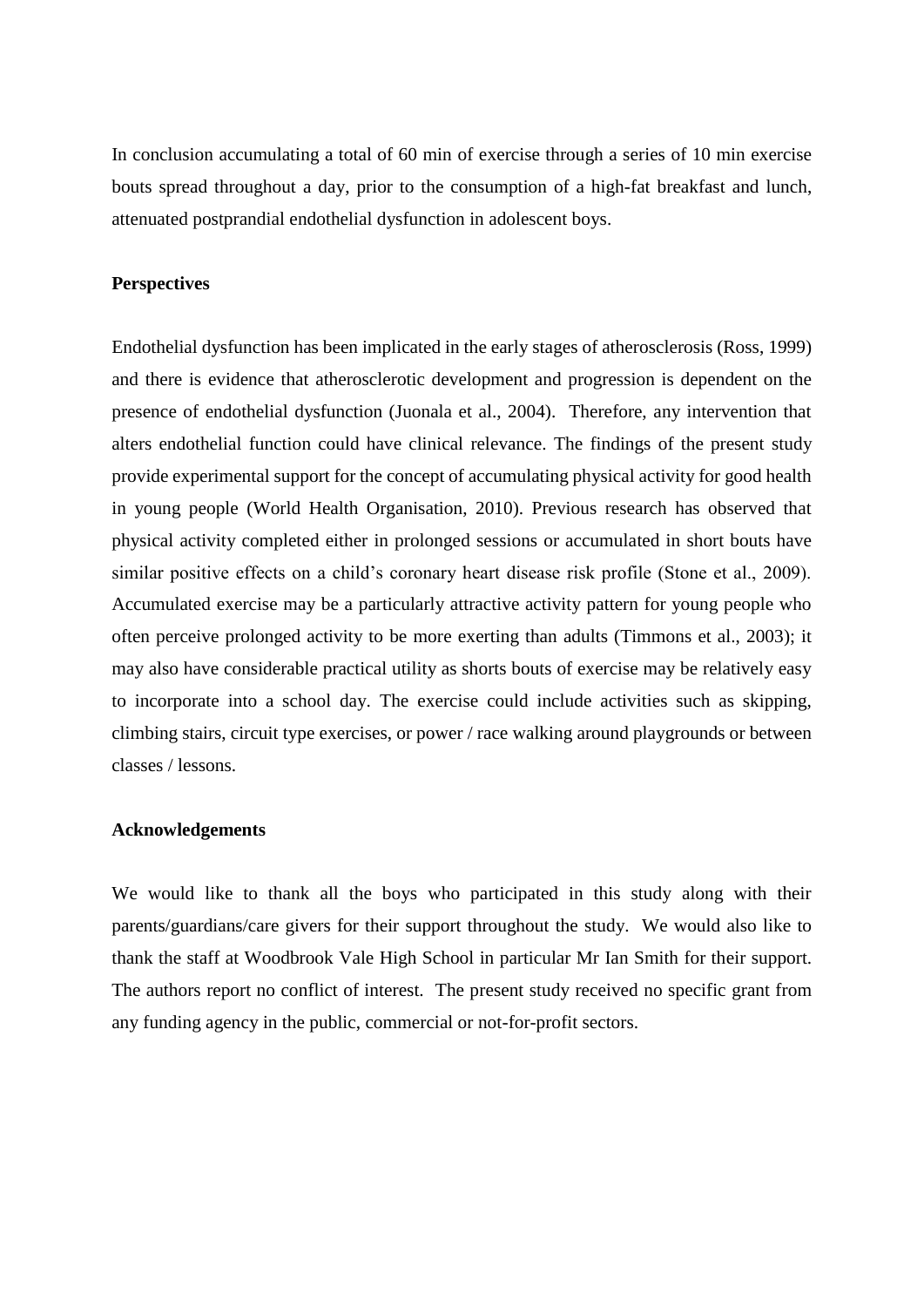In conclusion accumulating a total of 60 min of exercise through a series of 10 min exercise bouts spread throughout a day, prior to the consumption of a high-fat breakfast and lunch, attenuated postprandial endothelial dysfunction in adolescent boys.

**Perspectives**

Endothelial dysfunction has been implicated in the early stages of atherosclerosis (Ross, 1999) and there is evidence that atherosclerotic development and progression is dependent on the presence of endothelial dysfunction (Juonala et al., 2004). Therefore, any intervention that alters endothelial function could have clinical relevance. The findings of the present study provide experimental support for the concept of accumulating physical activity for good health in young people (World Health Organisation, 2010). Previous research has observed that physical activity completed either in prolonged sessions or accumulated in short bouts have similar positive effects on a child's coronary heart disease risk profile (Stone et al., 2009). Accumulated exercise may be a particularly attractive activity pattern for young people who often perceive prolonged activity to be more exerting than adults (Timmons et al., 2003); it may also have considerable practical utility as shorts bouts of exercise may be relatively easy to incorporate into a school day. The exercise could include activities such as skipping, climbing stairs, circuit type exercises, or power / race walking around playgrounds or between classes / lessons.

**Acknowledgements**

We would like to thank all the boys who participated in this study along with their parents/guardians/care givers for their support throughout the study. We would also like to thank the staff at Woodbrook Vale High School in particular Mr Ian Smith for their support. The authors report no conflict of interest. The present study received no specific grant from any funding agency in the public, commercial or not-for-profit sectors.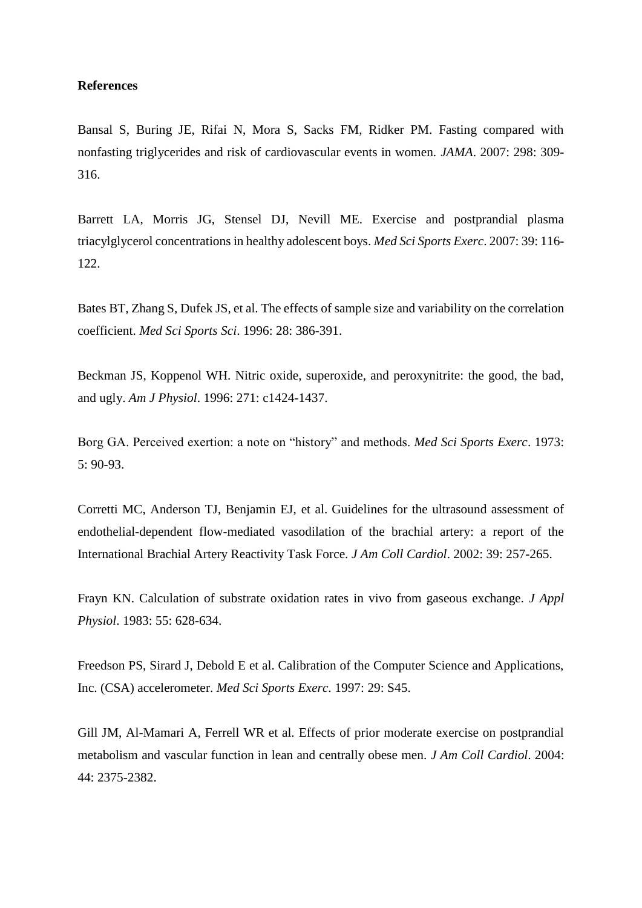**References**

Bansal S, Buring JE, Rifai N, Mora S, Sacks FM, Ridker PM. Fasting compared with nonfasting triglycerides and risk of cardiovascular events in women. *JAMA*. 2007: 298: 309-316.

Barrett LA, Morris JG, Stensel DJ, Nevill ME. Exercise and postprandial plasma triacylglycerol concentrations in healthy adolescent boys. *Med Sci Sports Exerc*. 2007: 39: 116-122.

Bates BT, Zhang S, Dufek JS, et al. The effects of sample size and variability on the correlation coefficient. *Med Sci Sports Sci*. 1996: 28: 386-391.

Beckman JS, Koppenol WH. Nitric oxide, superoxide, and peroxynitrite: the good, the bad, and ugly. *Am J Physiol*. 1996: 271: c1424-1437.

Borg GA. Perceived exertion: a note on "history" and methods. *Med Sci Sports Exerc*. 1973: 5: 90-93.

Corretti MC, Anderson TJ, Benjamin EJ, et al. Guidelines for the ultrasound assessment of endothelial-dependent flow-mediated vasodilation of the brachial artery: a report of the International Brachial Artery Reactivity Task Force. *J Am Coll Cardiol*. 2002: 39: 257-265.

Frayn KN. Calculation of substrate oxidation rates in vivo from gaseous exchange. *J Appl Physiol*. 1983: 55: 628-634.

Freedson PS, Sirard J, Debold E et al. Calibration of the Computer Science and Applications, Inc. (CSA) accelerometer. *Med Sci Sports Exerc*. 1997: 29: S45.

Gill JM, Al-Mamari A, Ferrell WR et al. Effects of prior moderate exercise on postprandial metabolism and vascular function in lean and centrally obese men. *J Am Coll Cardiol*. 2004: 44: 2375-2382.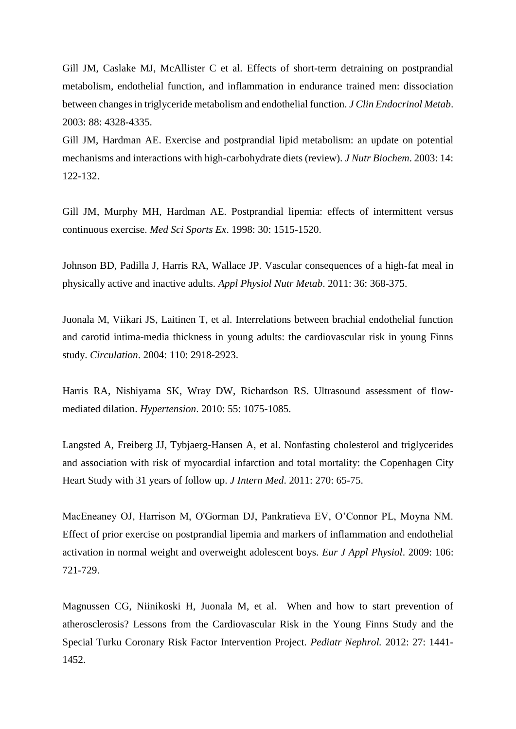Gill JM, Caslake MJ, McAllister C et al. Effects of short-term detraining on postprandial metabolism, endothelial function, and inflammation in endurance trained men: dissociation between changes in triglyceride metabolism and endothelial function. *J Clin Endocrinol Metab*. 2003: 88: 4328-4335.

Gill JM, Hardman AE. Exercise and postprandial lipid metabolism: an update on potential mechanisms and interactions with high-carbohydrate diets (review). *J Nutr Biochem*. 2003: 14: 122-132.

Gill JM, Murphy MH, Hardman AE. Postprandial lipemia: effects of intermittent versus continuous exercise. *Med Sci Sports Ex*. 1998: 30: 1515-1520.

Johnson BD, Padilla J, Harris RA, Wallace JP. Vascular consequences of a high-fat meal in physically active and inactive adults. *Appl Physiol Nutr Metab*. 2011: 36: 368-375.

Juonala M, Viikari JS, Laitinen T, et al. Interrelations between brachial endothelial function and carotid intima-media thickness in young adults: the cardiovascular risk in young Finns study. *Circulation*. 2004: 110: 2918-2923.

Harris RA, Nishiyama SK, Wray DW, Richardson RS. Ultrasound assessment of flow-mediated dilation. *Hypertension*. 2010: 55: 1075-1085.

Langsted A, Freiberg JJ, Tybjaerg-Hansen A, et al. Nonfasting cholesterol and triglycerides and association with risk of myocardial infarction and total mortality: the Copenhagen City Heart Study with 31 years of follow up. *J Intern Med*. 2011: 270: 65-75.

MacEneaney OJ, Harrison M, O'Gorman DJ, Pankratieva EV, O'Connor PL, Moyna NM. Effect of prior exercise on postprandial lipemia and markers of inflammation and endothelial activation in normal weight and overweight adolescent boys. *Eur J Appl Physiol*. 2009: 106: 721-729.

Magnussen CG, Niinikoski H, Juonala M, et al. When and how to start prevention of atherosclerosis? Lessons from the Cardiovascular Risk in the Young Finns Study and the Special Turku Coronary Risk Factor Intervention Project. *Pediatr Nephrol.* 2012: 27: 1441-1452.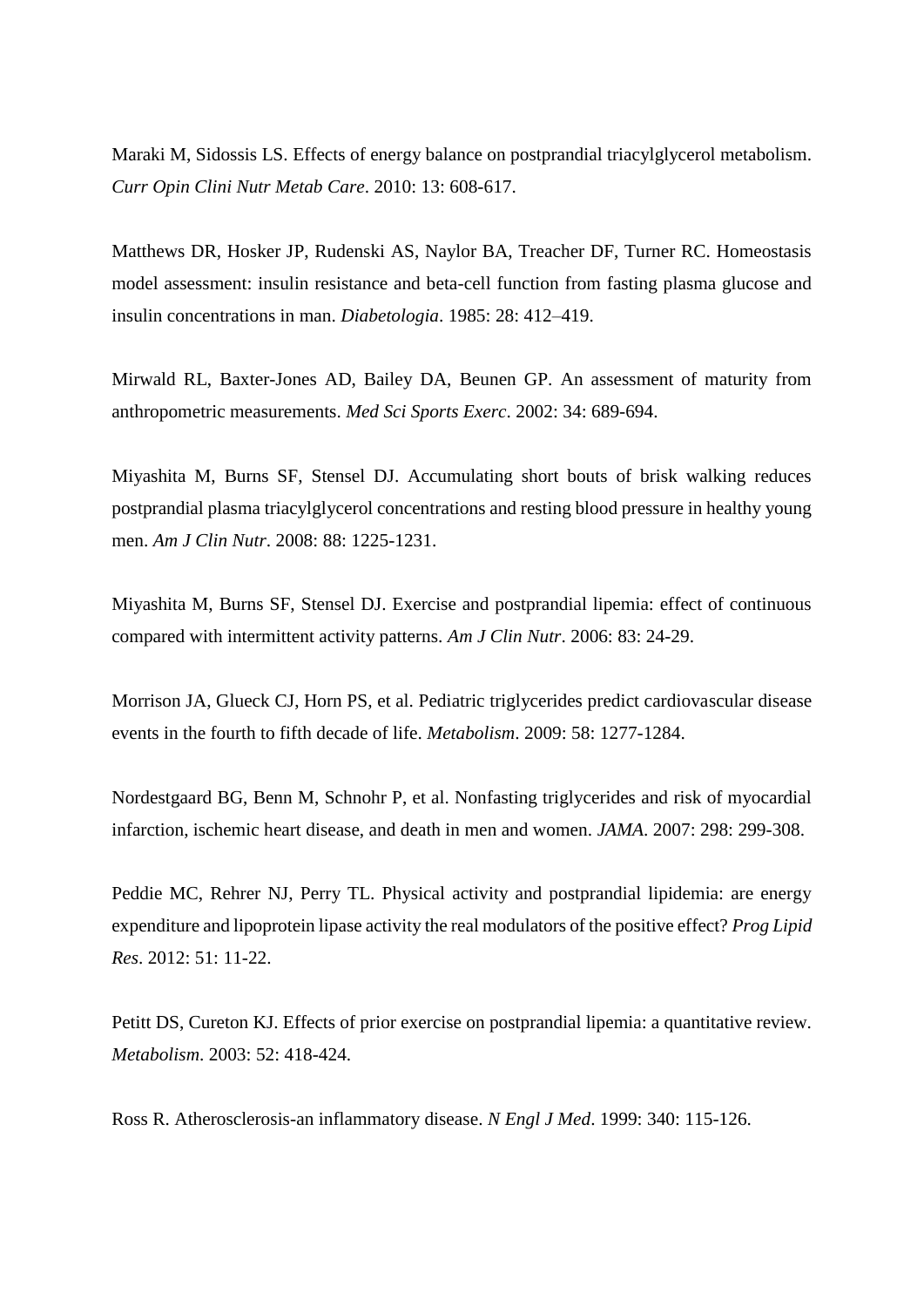Maraki M, Sidossis LS. Effects of energy balance on postprandial triacylglycerol metabolism. *Curr Opin Clini Nutr Metab Care*. 2010: 13: 608-617.

Matthews DR, Hosker JP, Rudenski AS, Naylor BA, Treacher DF, Turner RC. Homeostasis model assessment: insulin resistance and beta-cell function from fasting plasma glucose and insulin concentrations in man. *Diabetologia*. 1985: 28: 412–419.

Mirwald RL, Baxter-Jones AD, Bailey DA, Beunen GP. An assessment of maturity from anthropometric measurements. *Med Sci Sports Exerc*. 2002: 34: 689-694.

Miyashita M, Burns SF, Stensel DJ. Accumulating short bouts of brisk walking reduces postprandial plasma triacylglycerol concentrations and resting blood pressure in healthy young men. *Am J Clin Nutr*. 2008: 88: 1225-1231.

Miyashita M, Burns SF, Stensel DJ. Exercise and postprandial lipemia: effect of continuous compared with intermittent activity patterns. *Am J Clin Nutr*. 2006: 83: 24-29.

Morrison JA, Glueck CJ, Horn PS, et al. Pediatric triglycerides predict cardiovascular disease events in the fourth to fifth decade of life. *Metabolism*. 2009: 58: 1277-1284.

Nordestgaard BG, Benn M, Schnohr P, et al. Nonfasting triglycerides and risk of myocardial infarction, ischemic heart disease, and death in men and women. *JAMA*. 2007: 298: 299-308.

Peddie MC, Rehrer NJ, Perry TL. Physical activity and postprandial lipidemia: are energy expenditure and lipoprotein lipase activity the real modulators of the positive effect? *Prog Lipid Res*. 2012: 51: 11-22.

Petitt DS, Cureton KJ. Effects of prior exercise on postprandial lipemia: a quantitative review. *Metabolism*. 2003: 52: 418-424.

Ross R. Atherosclerosis-an inflammatory disease. *N Engl J Med*. 1999: 340: 115-126.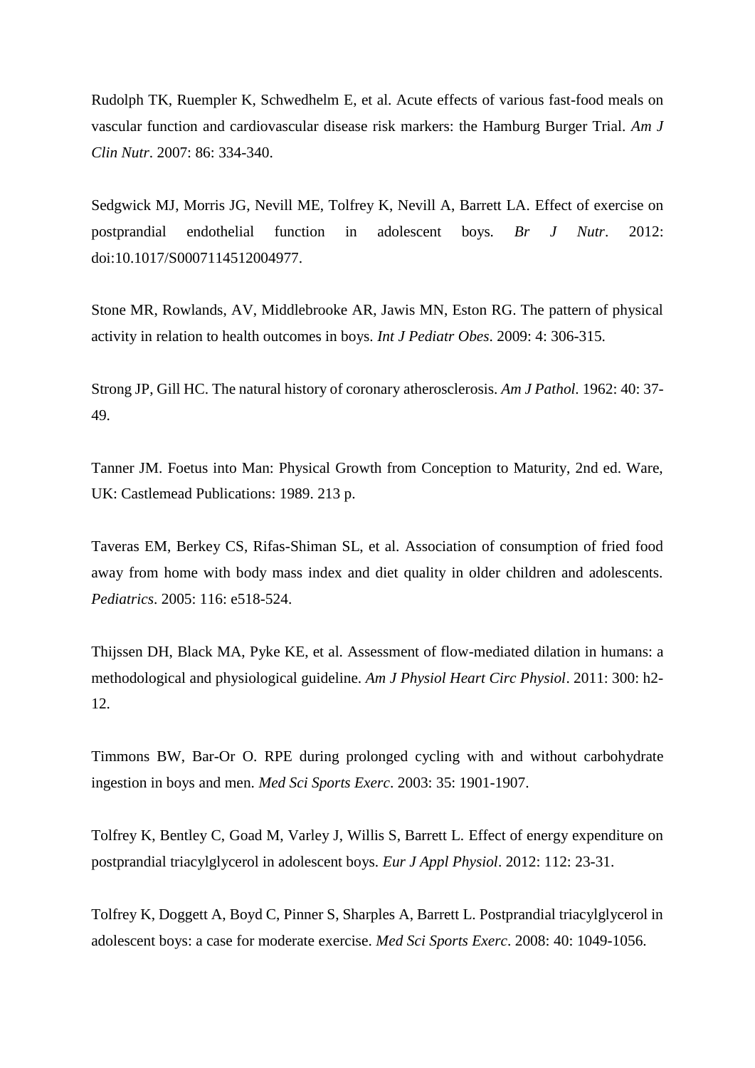Rudolph TK, Ruempler K, Schwedhelm E, et al. Acute effects of various fast-food meals on vascular function and cardiovascular disease risk markers: the Hamburg Burger Trial. *Am J Clin Nutr*. 2007: 86: 334-340.

Sedgwick MJ, Morris JG, Nevill ME, Tolfrey K, Nevill A, Barrett LA. Effect of exercise on postprandial endothelial function in adolescent boys. *Br J Nutr*. 2012: doi:10.1017/S0007114512004977.

Stone MR, Rowlands, AV, Middlebrooke AR, Jawis MN, Eston RG. The pattern of physical activity in relation to health outcomes in boys. *Int J Pediatr Obes*. 2009: 4: 306-315.

Strong JP, Gill HC. The natural history of coronary atherosclerosis. *Am J Pathol*. 1962: 40: 37-49.

Tanner JM. Foetus into Man: Physical Growth from Conception to Maturity, 2nd ed. Ware, UK: Castlemead Publications: 1989. 213 p.

Taveras EM, Berkey CS, Rifas-Shiman SL, et al. Association of consumption of fried food away from home with body mass index and diet quality in older children and adolescents. *Pediatrics*. 2005: 116: e518-524.

Thijssen DH, Black MA, Pyke KE, et al. Assessment of flow-mediated dilation in humans: a methodological and physiological guideline. *Am J Physiol Heart Circ Physiol*. 2011: 300: h2-12.

Timmons BW, Bar-Or O. RPE during prolonged cycling with and without carbohydrate ingestion in boys and men. *Med Sci Sports Exerc*. 2003: 35: 1901-1907.

Tolfrey K, Bentley C, Goad M, Varley J, Willis S, Barrett L. Effect of energy expenditure on postprandial triacylglycerol in adolescent boys. *Eur J Appl Physiol*. 2012: 112: 23-31.

Tolfrey K, Doggett A, Boyd C, Pinner S, Sharples A, Barrett L. Postprandial triacylglycerol in adolescent boys: a case for moderate exercise. *Med Sci Sports Exerc*. 2008: 40: 1049-1056.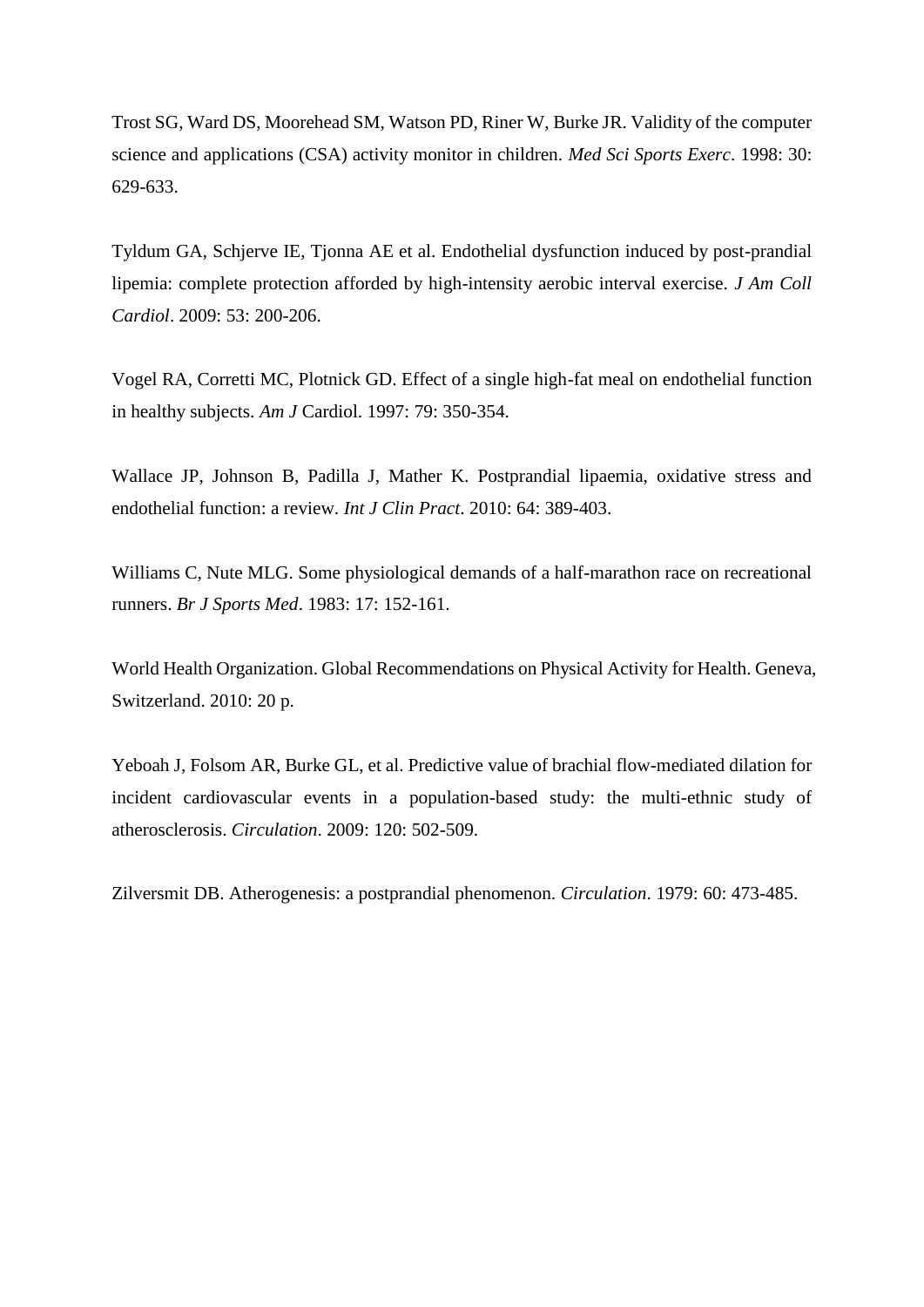Trost SG, Ward DS, Moorehead SM, Watson PD, Riner W, Burke JR. Validity of the computer science and applications (CSA) activity monitor in children. *Med Sci Sports Exerc*. 1998: 30: 629-633.

Tyldum GA, Schjerve IE, Tjonna AE et al. Endothelial dysfunction induced by post-prandial lipemia: complete protection afforded by high-intensity aerobic interval exercise. *J Am Coll Cardiol*. 2009: 53: 200-206.

Vogel RA, Corretti MC, Plotnick GD. Effect of a single high-fat meal on endothelial function in healthy subjects. *Am J* Cardiol. 1997: 79: 350-354.

Wallace JP, Johnson B, Padilla J, Mather K. Postprandial lipaemia, oxidative stress and endothelial function: a review. *Int J Clin Pract*. 2010: 64: 389-403.

Williams C, Nute MLG. Some physiological demands of a half-marathon race on recreational runners. *Br J Sports Med*. 1983: 17: 152-161.

World Health Organization. Global Recommendations on Physical Activity for Health. Geneva, Switzerland. 2010: 20 p.

Yeboah J, Folsom AR, Burke GL, et al. Predictive value of brachial flow-mediated dilation for incident cardiovascular events in a population-based study: the multi-ethnic study of atherosclerosis. *Circulation*. 2009: 120: 502-509.

Zilversmit DB. Atherogenesis: a postprandial phenomenon. *Circulation*. 1979: 60: 473-485.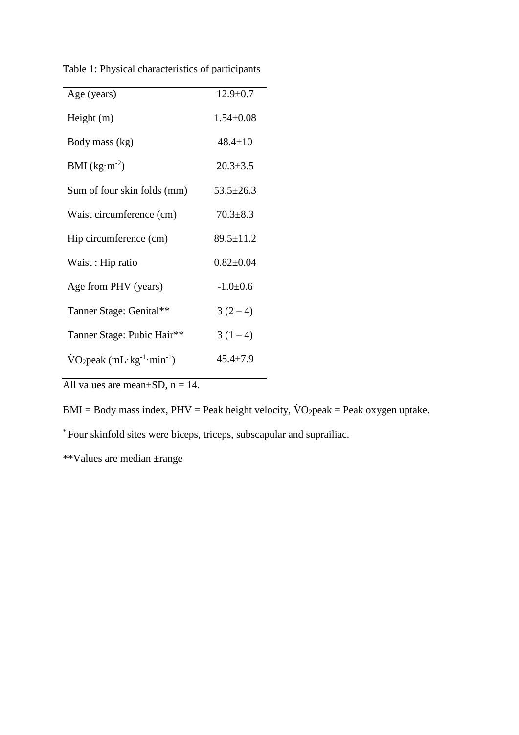Table 1: Physical characteristics of participants

| | |
|---|---|
| Age (years) | 12.9±0.7 |
| Height (m) | 1.54±0.08 |
| Body mass (kg) | 48.4±10 |
| BMI ($kg \cdot m^{-2}$) | 20.3±3.5 |
| Sum of four skin folds (mm) | 53.5±26.3 |
| Waist circumference (cm) | 70.3±8.3 |
| Hip circumference (cm) | 89.5±11.2 |
| Waist : Hip ratio | 0.82±0.04 |
| Age from PHV (years) | -1.0±0.6 |
| Tanner Stage: Genital** | 3 (2 – 4) |
| Tanner Stage: Pubic Hair** | 3 (1 – 4) |
| $\dot{V}O_2$peak ($mL \cdot kg^{-1} \cdot min^{-1}$) | 45.4±7.9 |

All values are mean±SD, n = 14.

BMI = Body mass index, PHV = Peak height velocity, $\dot{V}O_2$peak = Peak oxygen uptake.

* Four skinfold sites were biceps, triceps, subscapular and suprailiac.

**Values are median ±range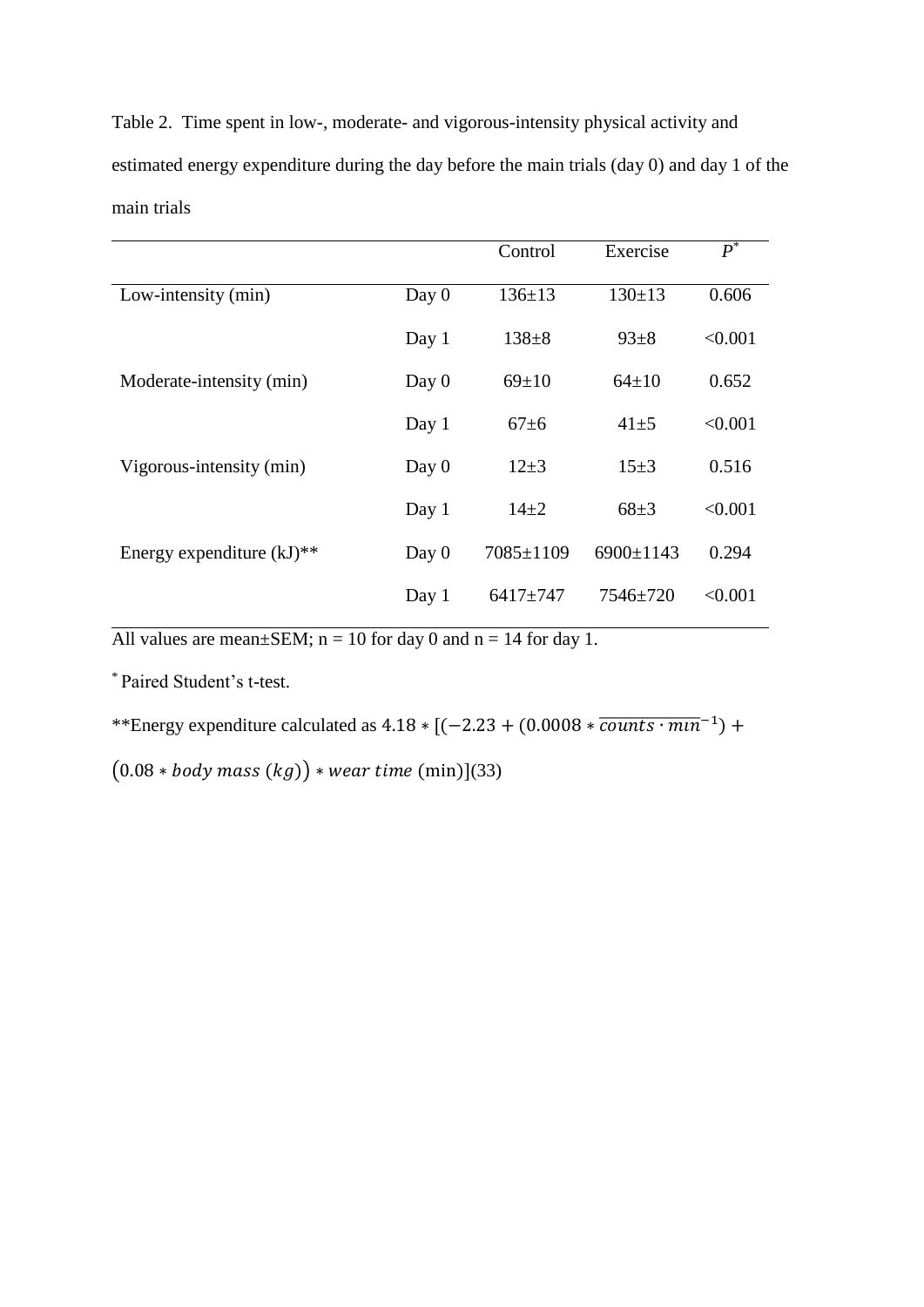Table 2. Time spent in low-, moderate- and vigorous-intensity physical activity and estimated energy expenditure during the day before the main trials (day 0) and day 1 of the main trials

| | | Control | Exercise | $P^*$ |
|---|---|---|---|---|
| Low-intensity (min) | Day 0 | 136±13 | 130±13 | 0.606 |
| | Day 1 | 138±8 | 93±8 | <0.001 |
| Moderate-intensity (min) | Day 0 | 69±10 | 64±10 | 0.652 |
| | Day 1 | 67±6 | 41±5 | <0.001 |
| Vigorous-intensity (min) | Day 0 | 12±3 | 15±3 | 0.516 |
| | Day 1 | 14±2 | 68±3 | <0.001 |
| Energy expenditure (kJ)** | Day 0 | 7085±1109 | 6900±1143 | 0.294 |
| | Day 1 | 6417±747 | 7546±720 | <0.001 |

All values are mean±SEM; n = 10 for day 0 and n = 14 for day 1.

* Paired Student's t-test.

**Energy expenditure calculated as $4.18 * [(-2.23 + (0.0008 * \overline{counts \cdot min^{-1}}) + (0.08 * body\ mass\ (kg)) * wear\ time\ (\text{min})]$(33)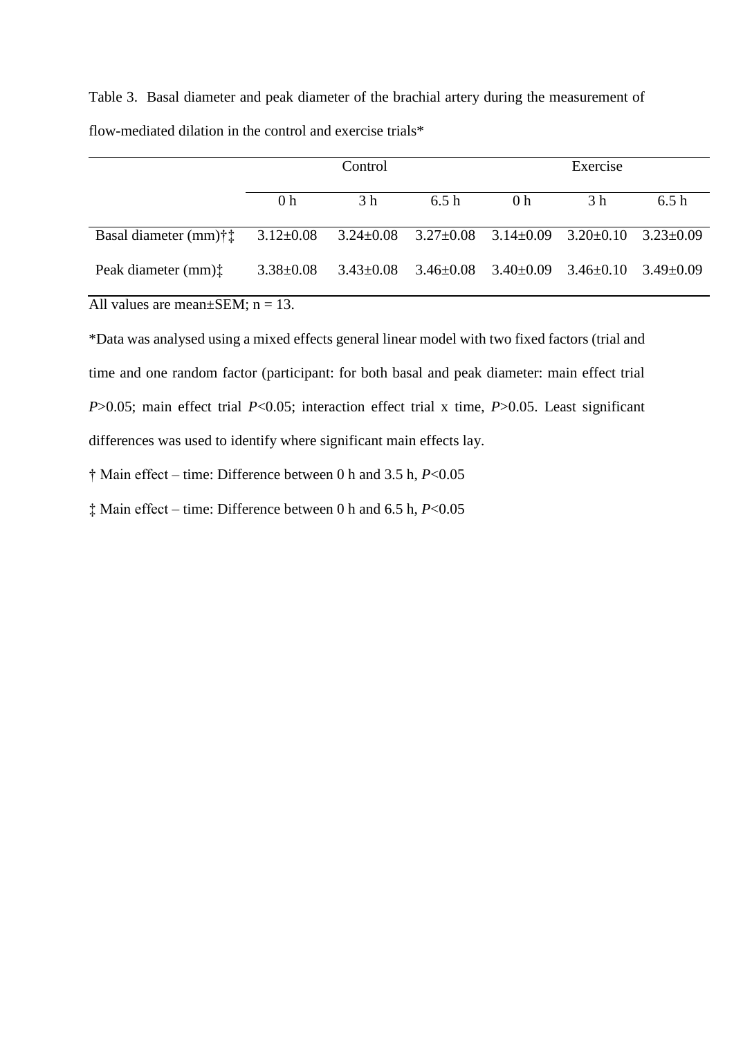Table 3. Basal diameter and peak diameter of the brachial artery during the measurement of flow-mediated dilation in the control and exercise trials*

| | Control | | | Exercise | | |
|---|---|---|---|---|---|---|
| | 0 h | 3 h | 6.5 h | 0 h | 3 h | 6.5 h |
| Basal diameter (mm)†‡ | 3.12±0.08 | 3.24±0.08 | 3.27±0.08 | 3.14±0.09 | 3.20±0.10 | 3.23±0.09 |
| Peak diameter (mm)‡ | 3.38±0.08 | 3.43±0.08 | 3.46±0.08 | 3.40±0.09 | 3.46±0.10 | 3.49±0.09 |

All values are mean±SEM; n = 13.

*Data was analysed using a mixed effects general linear model with two fixed factors (trial and time and one random factor (participant: for both basal and peak diameter: main effect trial $P>0.05$; main effect trial $P<0.05$; interaction effect trial x time, $P>0.05$. Least significant differences was used to identify where significant main effects lay.

† Main effect – time: Difference between 0 h and 3.5 h, $P<0.05$

‡ Main effect – time: Difference between 0 h and 6.5 h, $P<0.05$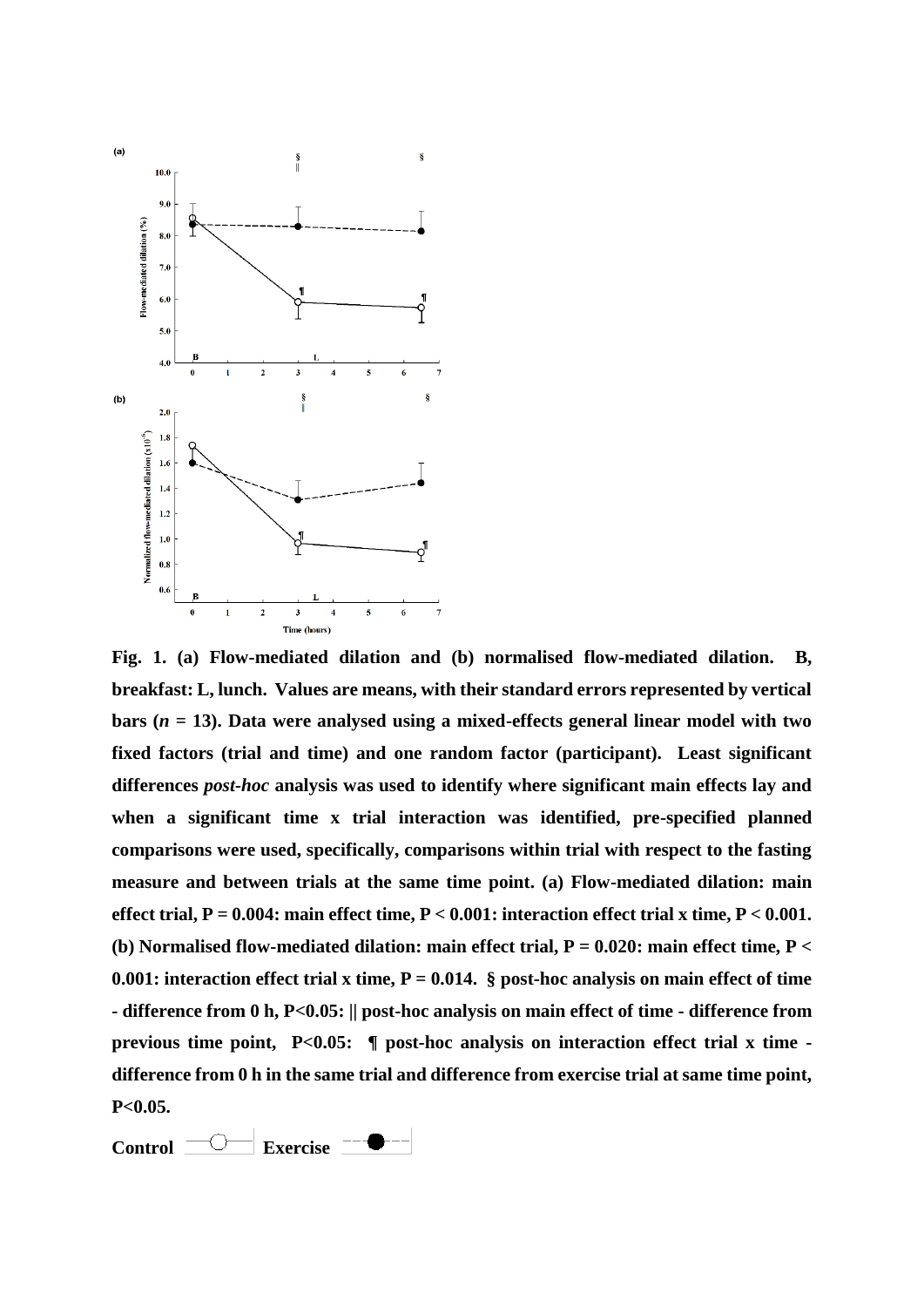**Fig. 1. (a) Flow-mediated dilation and (b) normalised flow-mediated dilation. B, breakfast: L, lunch. Values are means, with their standard errors represented by vertical bars (*n* = 13). Data were analysed using a mixed-effects general linear model with two fixed factors (trial and time) and one random factor (participant). Least significant differences *post-hoc* analysis was used to identify where significant main effects lay and when a significant time x trial interaction was identified, pre-specified planned comparisons were used, specifically, comparisons within trial with respect to the fasting measure and between trials at the same time point. (a) Flow-mediated dilation: main effect trial, P = 0.004: main effect time, P < 0.001: interaction effect trial x time, P < 0.001. (b) Normalised flow-mediated dilation: main effect trial, P = 0.020: main effect time, P < 0.001: interaction effect trial x time, P = 0.014. § post-hoc analysis on main effect of time - difference from 0 h, P<0.05: || post-hoc analysis on main effect of time - difference from previous time point, P<0.05: ¶ post-hoc analysis on interaction effect trial x time - difference from 0 h in the same trial and difference from exercise trial at same time point, P<0.05.**

**Control** ─○─ **Exercise** - -●- -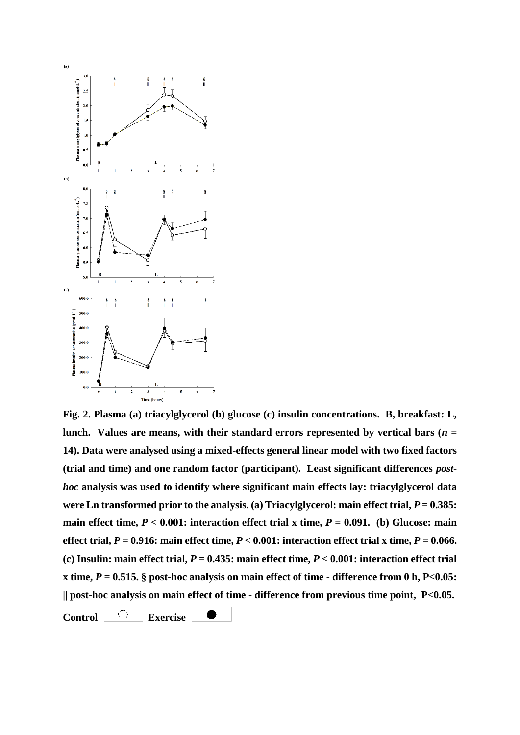(a)

Plasma triacylglycerol concentration (mmol L$^{-1}$)

3.0
2.5
2.0
1.5
1.0
0.5
0.0

§ || § || § || § § ||

B L

0 1 2 3 4 5 6 7

(b)

Plasma glucose concentration (mmol L$^{-1}$)

8.0
7.5
7.0
6.5
6.0
5.5
5.0

§ || § || § || § §

B L

0 1 2 3 4 5 6 7

(c)

Plasma insulin concentration (pmol L$^{-1}$)

600.0
500.0
400.0
300.0
200.0
100.0
0.0

§ || § | § | § || § | §

B L

0 1 2 3 4 5 6 7

Time (hours)

**Fig. 2. Plasma (a) triacylglycerol (b) glucose (c) insulin concentrations. B, breakfast: L, lunch. Values are means, with their standard errors represented by vertical bars ($n$ = 14). Data were analysed using a mixed-effects general linear model with two fixed factors (trial and time) and one random factor (participant). Least significant differences *post-hoc* analysis was used to identify where significant main effects lay: triacylglycerol data were Ln transformed prior to the analysis. (a) Triacylglycerol: main effect trial, $P = 0.385$: main effect time, $P < 0.001$: interaction effect trial x time, $P = 0.091$. (b) Glucose: main effect trial, $P = 0.916$: main effect time, $P < 0.001$: interaction effect trial x time, $P = 0.066$. (c) Insulin: main effect trial, $P = 0.435$: main effect time, $P < 0.001$: interaction effect trial x time, $P = 0.515$. § post-hoc analysis on main effect of time - difference from 0 h, P<0.05: || post-hoc analysis on main effect of time - difference from previous time point, P<0.05.**

**Control** —○— **Exercise** --●--